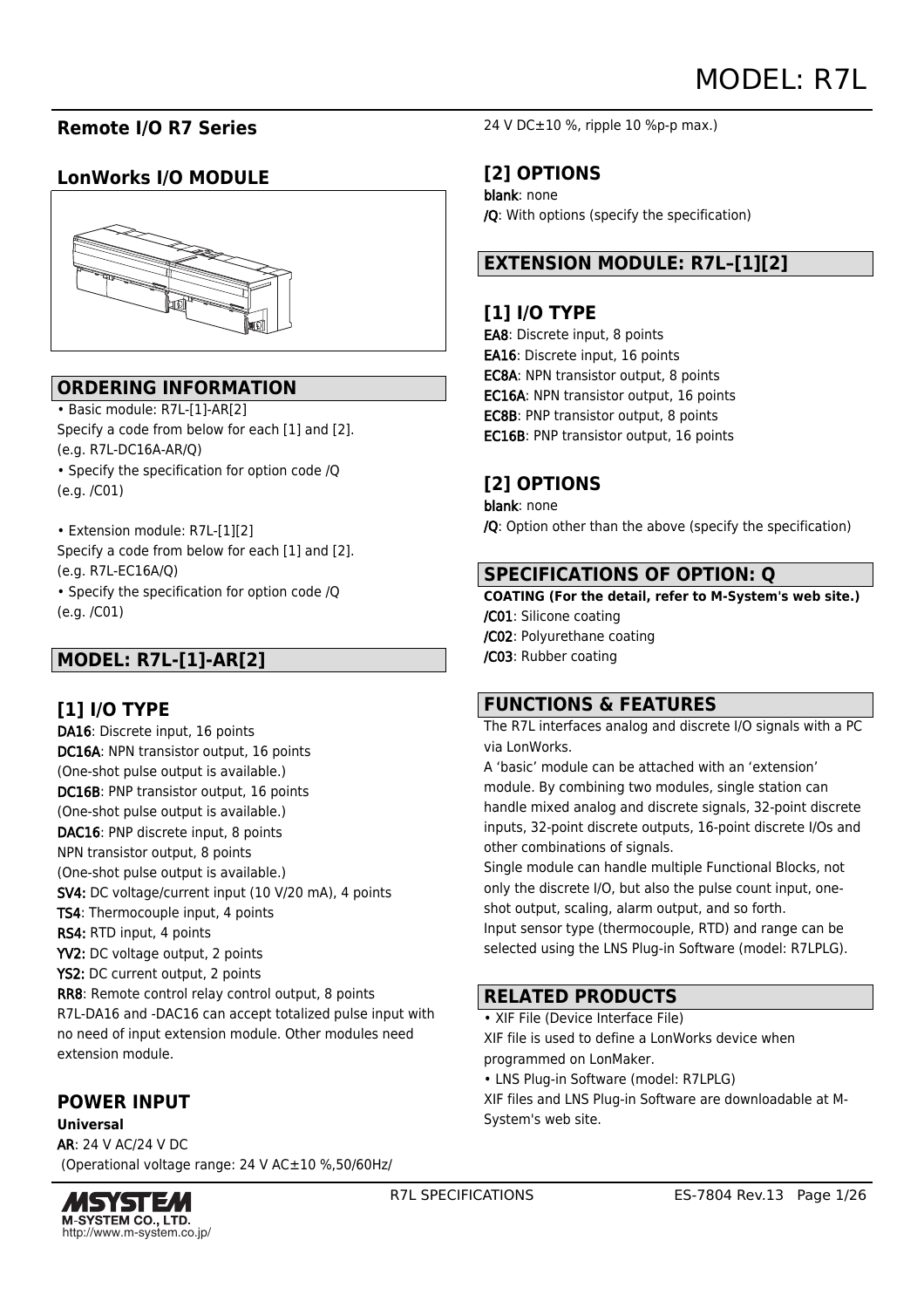# MODEL: R7L

## Remote I/O R7 Series

## LonWorks I/O MODULE

## ORDERING INFORMATION

• Basic module: R7L-[1]-AR[2]
Specify a code from below for each [1] and [2].
(e.g. R7L-DC16A-AR/Q)
• Specify the specification for option code /Q
(e.g. /C01)

• Extension module: R7L-[1][2]
Specify a code from below for each [1] and [2].
(e.g. R7L-EC16A/Q)
• Specify the specification for option code /Q
(e.g. /C01)

## MODEL: R7L-[1]-AR[2]

### [1] I/O TYPE

DA16: Discrete input, 16 points
DC16A: NPN transistor output, 16 points
(One-shot pulse output is available.)
DC16B: PNP transistor output, 16 points
(One-shot pulse output is available.)
DAC16: PNP discrete input, 8 points
NPN transistor output, 8 points
(One-shot pulse output is available.)
SV4: DC voltage/current input (10 V/20 mA), 4 points
TS4: Thermocouple input, 4 points
RS4: RTD input, 4 points
YV2: DC voltage output, 2 points
YS2: DC current output, 2 points
RR8: Remote control relay control output, 8 points
R7L-DA16 and -DAC16 can accept totalized pulse input with no need of input extension module. Other modules need extension module.

### POWER INPUT

**Universal**
AR: 24 V AC/24 V DC
(Operational voltage range: 24 V AC±10 %,50/60Hz/ 24 V DC±10 %, ripple 10 %p-p max.)

### [2] OPTIONS

blank: none
/Q: With options (specify the specification)

## EXTENSION MODULE: R7L–[1][2]

### [1] I/O TYPE

EA8: Discrete input, 8 points
EA16: Discrete input, 16 points
EC8A: NPN transistor output, 8 points
EC16A: NPN transistor output, 16 points
EC8B: PNP transistor output, 8 points
EC16B: PNP transistor output, 16 points

### [2] OPTIONS

blank: none
/Q: Option other than the above (specify the specification)

## SPECIFICATIONS OF OPTION: Q

**COATING (For the detail, refer to M-System's web site.)**
/C01: Silicone coating
/C02: Polyurethane coating
/C03: Rubber coating

## FUNCTIONS & FEATURES

The R7L interfaces analog and discrete I/O signals with a PC via LonWorks.
A 'basic' module can be attached with an 'extension' module. By combining two modules, single station can handle mixed analog and discrete signals, 32-point discrete inputs, 32-point discrete outputs, 16-point discrete I/Os and other combinations of signals.
Single module can handle multiple Functional Blocks, not only the discrete I/O, but also the pulse count input, one-shot output, scaling, alarm output, and so forth.
Input sensor type (thermocouple, RTD) and range can be selected using the LNS Plug-in Software (model: R7LPLG).

## RELATED PRODUCTS

• XIF File (Device Interface File)
XIF file is used to define a LonWorks device when programmed on LonMaker.
• LNS Plug-in Software (model: R7LPLG)
XIF files and LNS Plug-in Software are downloadable at M-System's web site.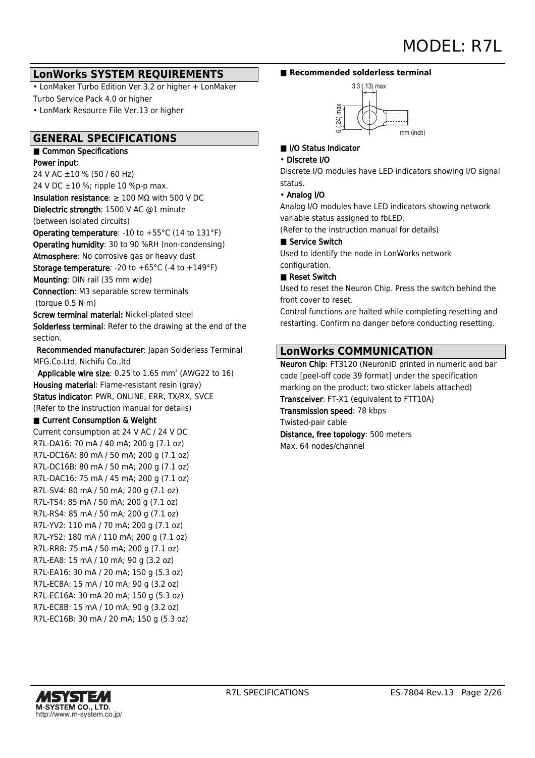## LonWorks SYSTEM REQUIREMENTS

- LonMaker Turbo Edition Ver.3.2 or higher + LonMaker Turbo Service Pack 4.0 or higher
- LonMark Resource File Ver.13 or higher

## GENERAL SPECIFICATIONS

### ■ Common Specifications

**Power input**:
24 V AC ±10 % (50 / 60 Hz)
24 V DC ±10 %; ripple 10 %p-p max.
**Insulation resistance**: ≥ 100 MΩ with 500 V DC
**Dielectric strength**: 1500 V AC @1 minute
(between isolated circuits)
**Operating temperature**: -10 to +55°C (14 to 131°F)
**Operating humidity**: 30 to 90 %RH (non-condensing)
**Atmosphere**: No corrosive gas or heavy dust
**Storage temperature**: -20 to +65°C (-4 to +149°F)
**Mounting**: DIN rail (35 mm wide)
**Connection**: M3 separable screw terminals
(torque 0.5 N·m)
**Screw terminal material:** Nickel-plated steel
**Solderless terminal**: Refer to the drawing at the end of the section.
**Recommended manufacturer**: Japan Solderless Terminal MFG.Co.Ltd, Nichifu Co.,ltd
**Applicable wire size**: 0.25 to 1.65 mm$^2$ (AWG22 to 16)
**Housing material**: Flame-resistant resin (gray)
**Status indicator**: PWR, ONLINE, ERR, TX/RX, SVCE
(Refer to the instruction manual for details)

### ■ Current Consumption & Weight

Current consumption at 24 V AC / 24 V DC
R7L-DA16: 70 mA / 40 mA; 200 g (7.1 oz)
R7L-DC16A: 80 mA / 50 mA; 200 g (7.1 oz)
R7L-DC16B: 80 mA / 50 mA; 200 g (7.1 oz)
R7L-DAC16: 75 mA / 45 mA; 200 g (7.1 oz)
R7L-SV4: 80 mA / 50 mA; 200 g (7.1 oz)
R7L-TS4: 85 mA / 50 mA; 200 g (7.1 oz)
R7L-RS4: 85 mA / 50 mA; 200 g (7.1 oz)
R7L-YV2: 110 mA / 70 mA; 200 g (7.1 oz)
R7L-YS2: 180 mA / 110 mA; 200 g (7.1 oz)
R7L-RR8: 75 mA / 50 mA; 200 g (7.1 oz)
R7L-EA8: 15 mA / 10 mA; 90 g (3.2 oz)
R7L-EA16: 30 mA / 20 mA; 150 g (5.3 oz)
R7L-EC8A: 15 mA / 10 mA; 90 g (3.2 oz)
R7L-EC16A: 30 mA 20 mA; 150 g (5.3 oz)
R7L-EC8B: 15 mA / 10 mA; 90 g (3.2 oz)
R7L-EC16B: 30 mA / 20 mA; 150 g (5.3 oz)

### ■ Recommended solderless terminal

3.3 (.13) max
6 (.24) max
mm (inch)

### ■ I/O Status Indicator

**• Discrete I/O**

Discrete I/O modules have LED indicators showing I/O signal status.

**• Analog I/O**

Analog I/O modules have LED indicators showing network variable status assigned to fbLED.
(Refer to the instruction manual for details)

### ■ Service Switch

Used to identify the node in LonWorks network configuration.

### ■ Reset Switch

Used to reset the Neuron Chip. Press the switch behind the front cover to reset.
Control functions are halted while completing resetting and restarting. Confirm no danger before conducting resetting.

## LonWorks COMMUNICATION

**Neuron Chip**: FT3120 (NeuronID printed in numeric and bar code [peel-off code 39 format] under the specification marking on the product; two sticker labels attached)
**Transceiver**: FT-X1 (equivalent to FTT10A)
**Transmission speed**: 78 kbps
Twisted-pair cable
**Distance, free topology**: 500 meters
Max. 64 nodes/channel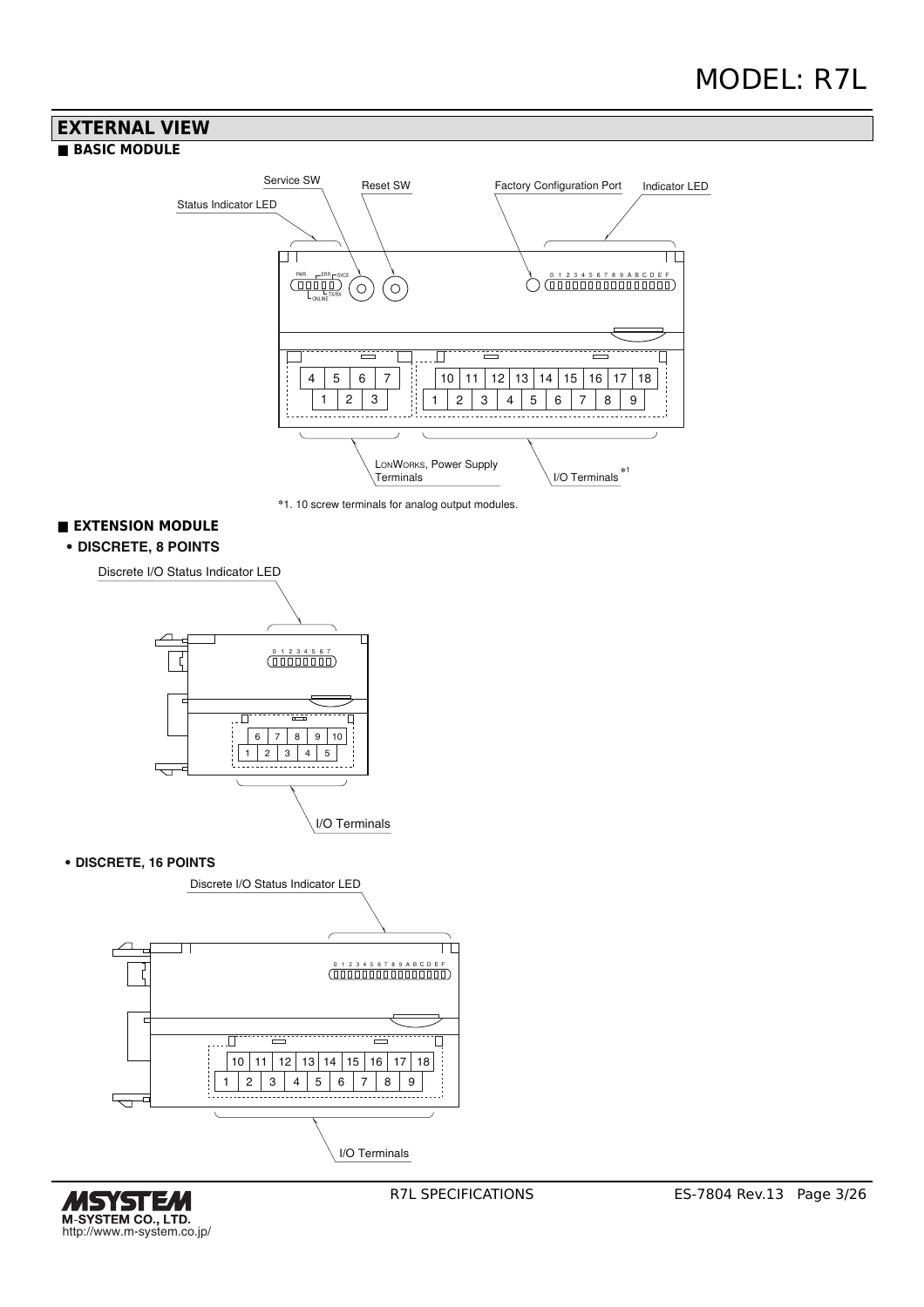## EXTERNAL VIEW

### ■ BASIC MODULE

Service SW

Reset SW

Factory Configuration Port

Indicator LED

Status Indicator LED

PWR ERR SVCE ONLINE TX/RX

0 1 2 3 4 5 6 7 8 9 A B C D E F

| 4 | 5 | 6 | 7 |
|---|---|---|---|
| 1 | 2 | 3 | |

| 10 | 11 | 12 | 13 | 14 | 15 | 16 | 17 | 18 |
|---|---|---|---|---|---|---|---|---|
| 1 | 2 | 3 | 4 | 5 | 6 | 7 | 8 | 9 |

LONWORKS, Power Supply Terminals

I/O Terminals *1

*1. 10 screw terminals for analog output modules.

### ■ EXTENSION MODULE

• **DISCRETE, 8 POINTS**

Discrete I/O Status Indicator LED

0 1 2 3 4 5 6 7

| 6 | 7 | 8 | 9 | 10 |
|---|---|---|---|---|
| 1 | 2 | 3 | 4 | 5 |

I/O Terminals

• **DISCRETE, 16 POINTS**

Discrete I/O Status Indicator LED

0 1 2 3 4 5 6 7 8 9 A B C D E F

| 10 | 11 | 12 | 13 | 14 | 15 | 16 | 17 | 18 |
|---|---|---|---|---|---|---|---|---|
| 1 | 2 | 3 | 4 | 5 | 6 | 7 | 8 | 9 |

I/O Terminals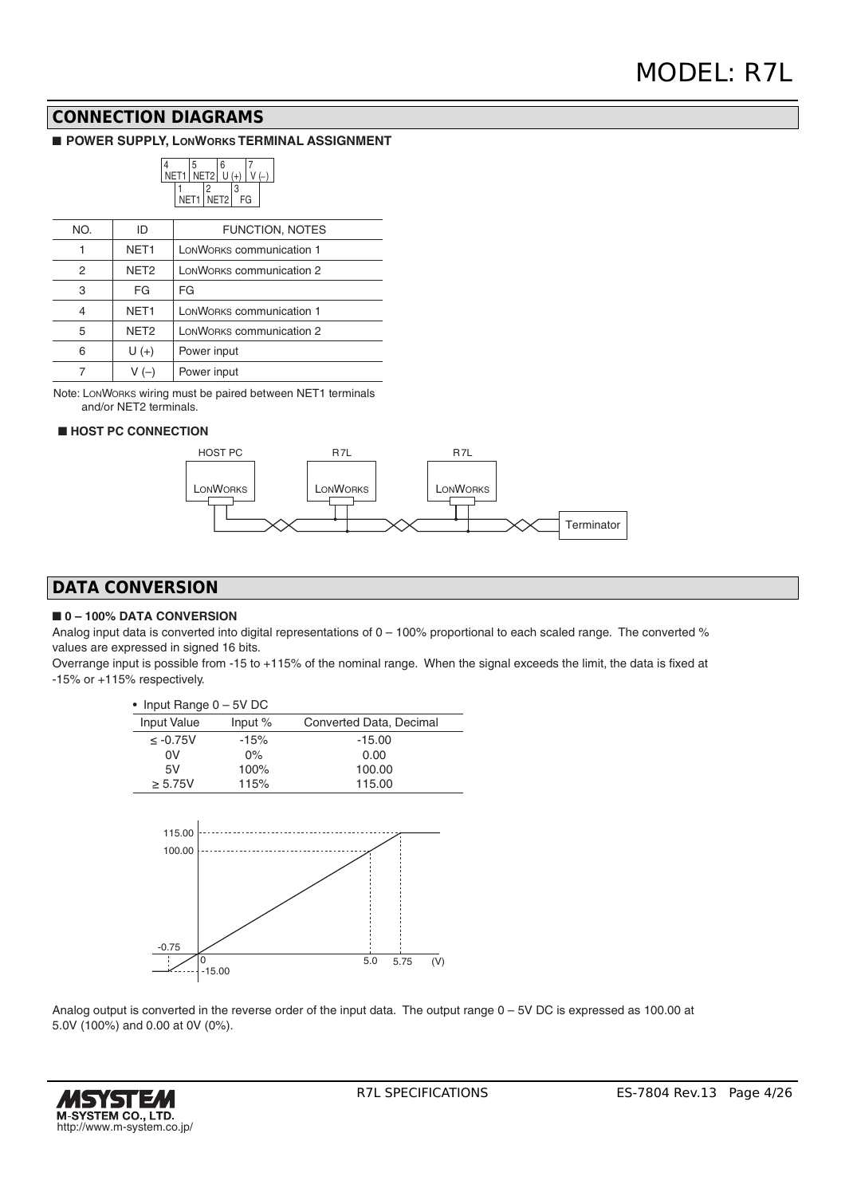## CONNECTION DIAGRAMS

### ■ POWER SUPPLY, LONWORKS TERMINAL ASSIGNMENT

| NO. | ID | FUNCTION, NOTES |
|---|---|---|
| 1 | NET1 | LONWORKS communication 1 |
| 2 | NET2 | LONWORKS communication 2 |
| 3 | FG | FG |
| 4 | NET1 | LONWORKS communication 1 |
| 5 | NET2 | LONWORKS communication 2 |
| 6 | U (+) | Power input |
| 7 | V (–) | Power input |

Note: LONWORKS wiring must be paired between NET1 terminals and/or NET2 terminals.

### ■ HOST PC CONNECTION

HOST PC — LONWORKS; R7L — LONWORKS; R7L — LONWORKS; Terminator

## DATA CONVERSION

### ■ 0 – 100% DATA CONVERSION

Analog input data is converted into digital representations of 0 – 100% proportional to each scaled range. The converted % values are expressed in signed 16 bits.

Overrange input is possible from -15 to +115% of the nominal range. When the signal exceeds the limit, the data is fixed at -15% or +115% respectively.

• Input Range 0 – 5V DC

| Input Value | Input % | Converted Data, Decimal |
|---|---|---|
| ≤ -0.75V | -15% | -15.00 |
| 0V | 0% | 0.00 |
| 5V | 100% | 100.00 |
| ≥ 5.75V | 115% | 115.00 |

Analog output is converted in the reverse order of the input data. The output range 0 – 5V DC is expressed as 100.00 at 5.0V (100%) and 0.00 at 0V (0%).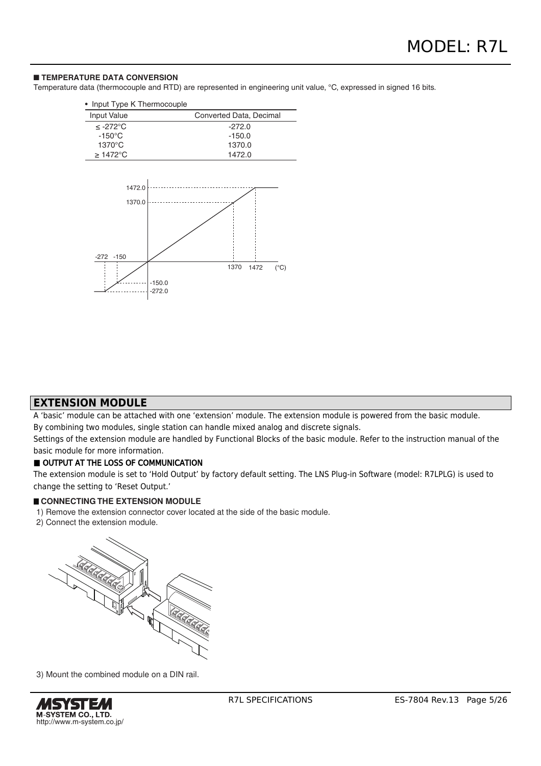### ■ TEMPERATURE DATA CONVERSION

Temperature data (thermocouple and RTD) are represented in engineering unit value, °C, expressed in signed 16 bits.

- Input Type K Thermocouple

| Input Value | Converted Data, Decimal |
|---|---|
| ≤ -272°C | -272.0 |
| -150°C | -150.0 |
| 1370°C | 1370.0 |
| ≥ 1472°C | 1472.0 |

## EXTENSION MODULE

A 'basic' module can be attached with one 'extension' module. The extension module is powered from the basic module.
By combining two modules, single station can handle mixed analog and discrete signals.
Settings of the extension module are handled by Functional Blocks of the basic module. Refer to the instruction manual of the basic module for more information.

### ■ OUTPUT AT THE LOSS OF COMMUNICATION

The extension module is set to 'Hold Output' by factory default setting. The LNS Plug-in Software (model: R7LPLG) is used to change the setting to 'Reset Output.'

### ■ CONNECTING THE EXTENSION MODULE

1) Remove the extension connector cover located at the side of the basic module.
2) Connect the extension module.

3) Mount the combined module on a DIN rail.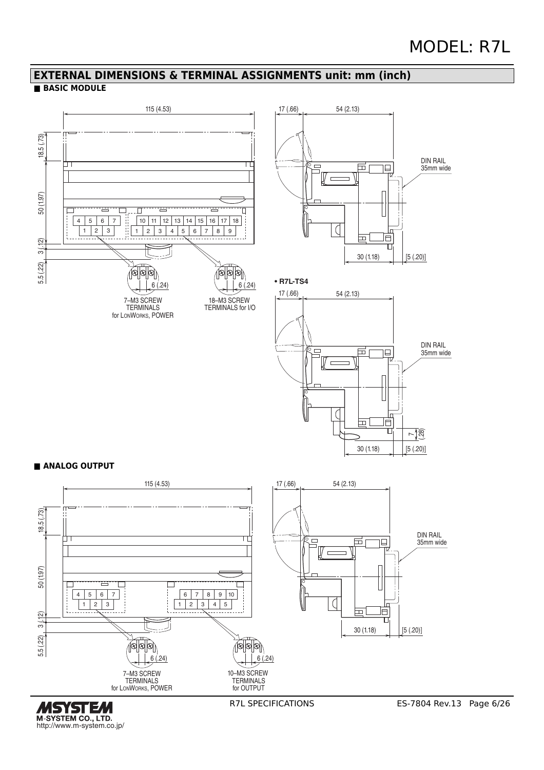## EXTERNAL DIMENSIONS & TERMINAL ASSIGNMENTS unit: mm (inch)

### ■ BASIC MODULE

115 (4.53)

18.5 (.73)

50 (1.97)

3 (.12)

5.5 (.22)

| 4 | 5 | 6 | 7 |
|---|---|---|---|
| 1 | 2 | 3 | |

| 10 | 11 | 12 | 13 | 14 | 15 | 16 | 17 | 18 |
|---|---|---|---|---|---|---|---|---|
| 1 | 2 | 3 | 4 | 5 | 6 | 7 | 8 | 9 |

6 (.24)

7–M3 SCREW TERMINALS for LonWorks, POWER

6 (.24)

18–M3 SCREW TERMINALS for I/O

17 (.66) 54 (2.13)

DIN RAIL 35mm wide

30 (1.18) [5 (.20)]

**• R7L-TS4**

17 (.66) 54 (2.13)

DIN RAIL 35mm wide

7 (.28)

30 (1.18) [5 (.20)]

### ■ ANALOG OUTPUT

115 (4.53)

18.5 (.73)

50 (1.97)

3 (.12)

5.5 (.22)

| 4 | 5 | 6 | 7 |
|---|---|---|---|
| 1 | 2 | 3 | |

| 6 | 7 | 8 | 9 | 10 |
|---|---|---|---|---|
| 1 | 2 | 3 | 4 | 5 |

6 (.24)

7–M3 SCREW TERMINALS for LonWorks, POWER

6 (.24)

10–M3 SCREW TERMINALS for OUTPUT

17 (.66) 54 (2.13)

DIN RAIL 35mm wide

30 (1.18) [5 (.20)]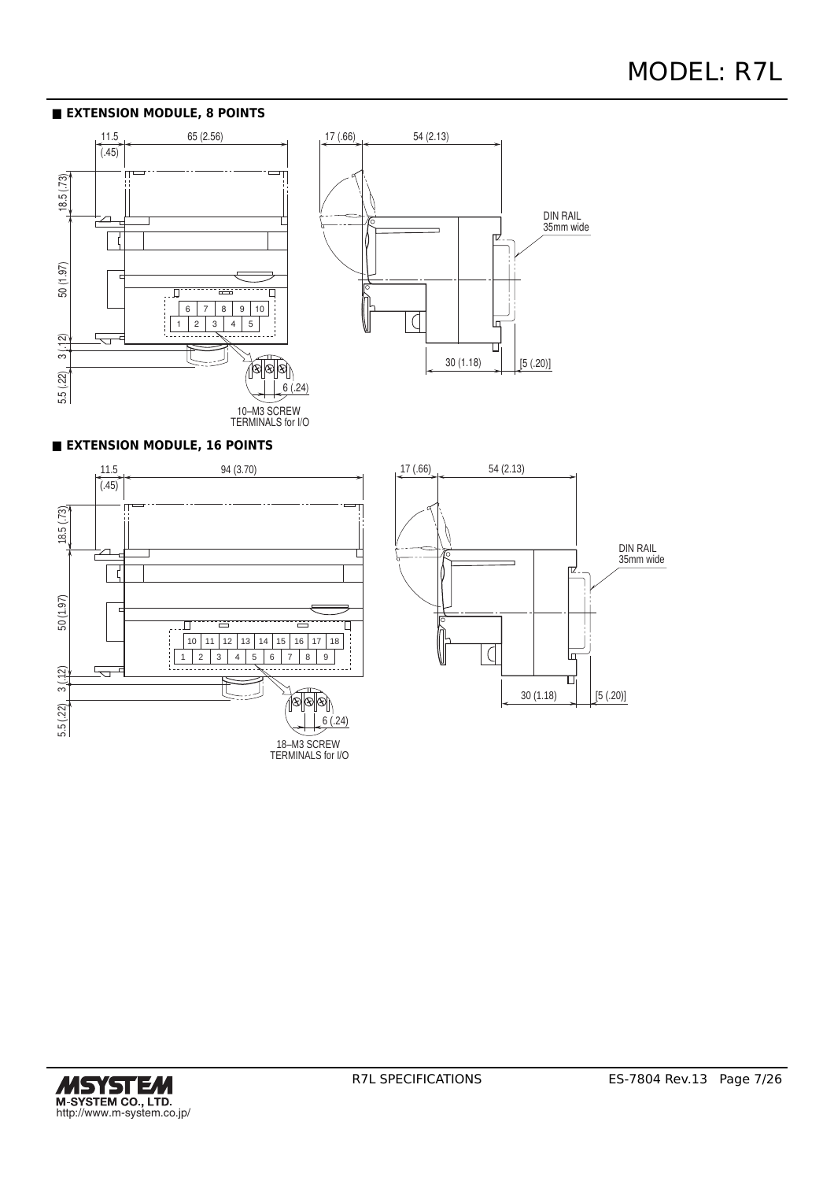■ **EXTENSION MODULE, 8 POINTS**

11.5 (.45) 65 (2.56) 17 (.66) 54 (2.13)

18.5 (.73) 50 (1.97) 3 (.12) 5.5 (.22)

DIN RAIL 35mm wide

30 (1.18) [5 (.20)]

6 (.24)

10–M3 SCREW TERMINALS for I/O

■ **EXTENSION MODULE, 16 POINTS**

11.5 (.45) 94 (3.70) 17 (.66) 54 (2.13)

18.5 (.73) 50 (1.97) 3 (.12) 5.5 (.22)

DIN RAIL 35mm wide

30 (1.18) [5 (.20)]

6 (.24)

18–M3 SCREW TERMINALS for I/O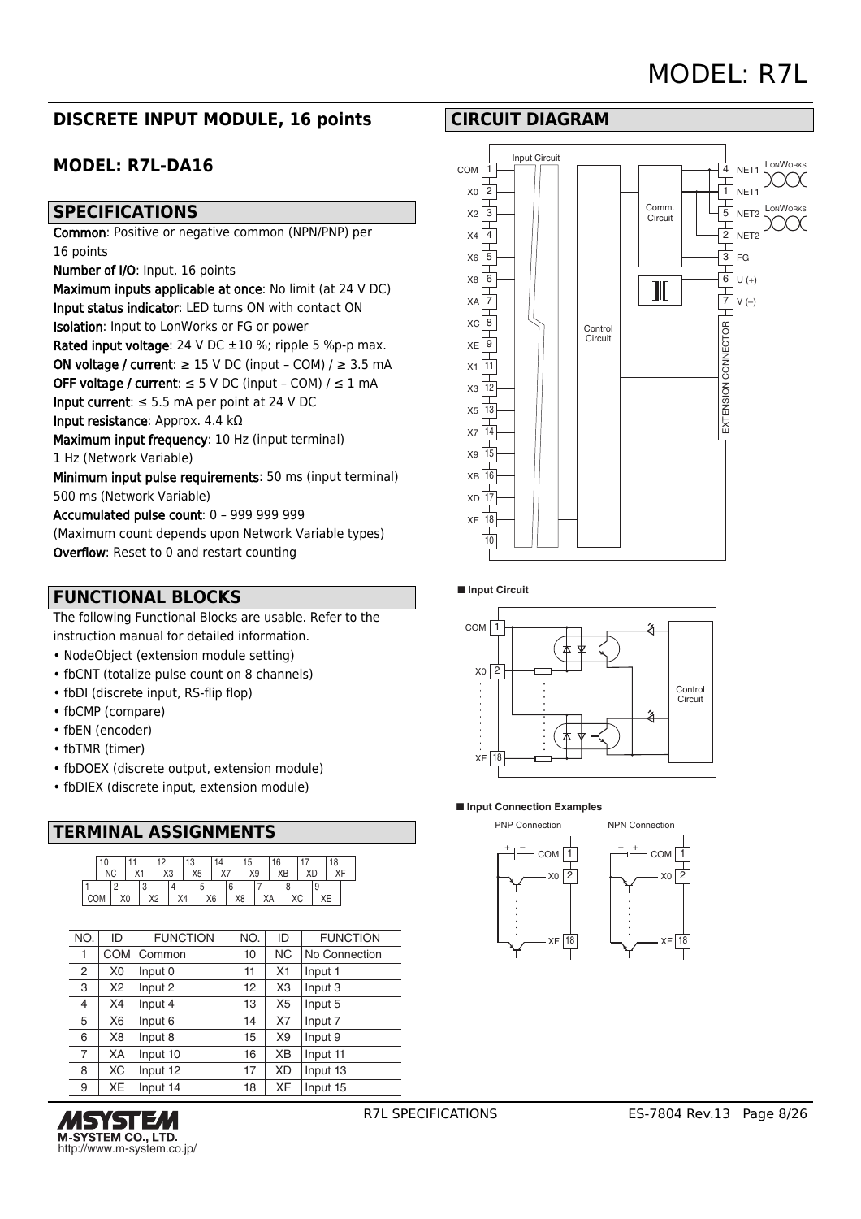# MODEL: R7L

## DISCRETE INPUT MODULE, 16 points

### MODEL: R7L-DA16

## SPECIFICATIONS

**Common**: Positive or negative common (NPN/PNP) per 16 points
**Number of I/O**: Input, 16 points
**Maximum inputs applicable at once**: No limit (at 24 V DC)
**Input status indicator**: LED turns ON with contact ON
**Isolation**: Input to LonWorks or FG or power
**Rated input voltage**: 24 V DC ±10 %; ripple 5 %p-p max.
**ON voltage / current**: ≥ 15 V DC (input – COM) / ≥ 3.5 mA
**OFF voltage / current**: ≤ 5 V DC (input – COM) / ≤ 1 mA
**Input current**: ≤ 5.5 mA per point at 24 V DC
**Input resistance**: Approx. 4.4 kΩ
**Maximum input frequency**: 10 Hz (input terminal)
1 Hz (Network Variable)
**Minimum input pulse requirements**: 50 ms (input terminal)
500 ms (Network Variable)
**Accumulated pulse count**: 0 – 999 999 999
(Maximum count depends upon Network Variable types)
**Overflow**: Reset to 0 and restart counting

## FUNCTIONAL BLOCKS

The following Functional Blocks are usable. Refer to the instruction manual for detailed information.

- NodeObject (extension module setting)
- fbCNT (totalize pulse count on 8 channels)
- fbDI (discrete input, RS-flip flop)
- fbCMP (compare)
- fbEN (encoder)
- fbTMR (timer)
- fbDOEX (discrete output, extension module)
- fbDIEX (discrete input, extension module)

## TERMINAL ASSIGNMENTS

| 10 NC | 11 X1 | 12 X3 | 13 X5 | 14 X7 | 15 X9 | 16 XB | 17 XD | 18 XF |
|---|---|---|---|---|---|---|---|---|
| 1 COM | 2 X0 | 3 X2 | 4 X4 | 5 X6 | 6 X8 | 7 XA | 8 XC | 9 XE |

| NO. | ID | FUNCTION | NO. | ID | FUNCTION |
|---|---|---|---|---|---|
| 1 | COM | Common | 10 | NC | No Connection |
| 2 | X0 | Input 0 | 11 | X1 | Input 1 |
| 3 | X2 | Input 2 | 12 | X3 | Input 3 |
| 4 | X4 | Input 4 | 13 | X5 | Input 5 |
| 5 | X6 | Input 6 | 14 | X7 | Input 7 |
| 6 | X8 | Input 8 | 15 | X9 | Input 9 |
| 7 | XA | Input 10 | 16 | XB | Input 11 |
| 8 | XC | Input 12 | 17 | XD | Input 13 |
| 9 | XE | Input 14 | 18 | XF | Input 15 |

## CIRCUIT DIAGRAM

COM 1, X0 2, X2 3, X4 4, X6 5, X8 6, XA 7, XC 8, XE 9, X1 11, X3 12, X5 13, X7 14, X9 15, XB 16, XD 17, XF 18, 10 — Input Circuit — Control Circuit — Comm. Circuit — 4 NET1, 1 NET1 (LonWorks), 5 NET2, 2 NET2 (LonWorks), 3 FG, 6 U (+), 7 V (–), EXTENSION CONNECTOR

■ **Input Circuit**

COM 1, X0 2 … XF 18 — Control Circuit

■ **Input Connection Examples**

PNP Connection: + – COM 1, X0 2 … XF 18

NPN Connection: – + COM 1, X0 2 … XF 18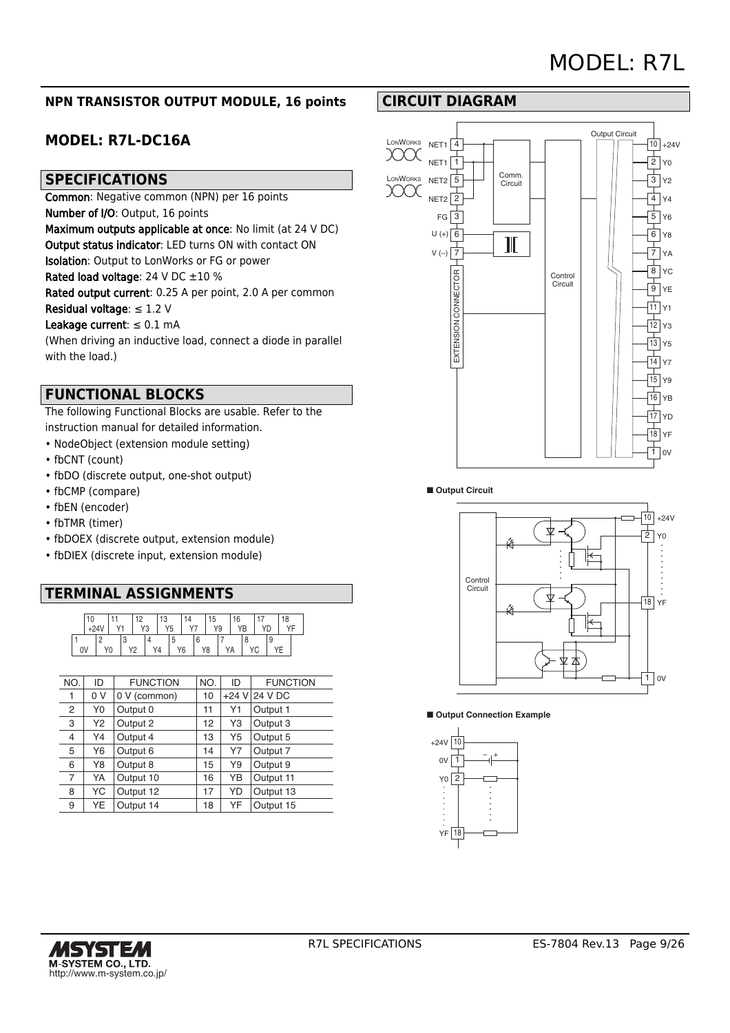# MODEL: R7L

## NPN TRANSISTOR OUTPUT MODULE, 16 points

## MODEL: R7L-DC16A

## SPECIFICATIONS

**Common**: Negative common (NPN) per 16 points
**Number of I/O**: Output, 16 points
**Maximum outputs applicable at once**: No limit (at 24 V DC)
**Output status indicator**: LED turns ON with contact ON
**Isolation**: Output to LonWorks or FG or power
**Rated load voltage**: 24 V DC ±10 %
**Rated output current**: 0.25 A per point, 2.0 A per common
**Residual voltage**: ≤ 1.2 V
**Leakage current**: ≤ 0.1 mA
(When driving an inductive load, connect a diode in parallel with the load.)

## FUNCTIONAL BLOCKS

The following Functional Blocks are usable. Refer to the instruction manual for detailed information.

- NodeObject (extension module setting)
- fbCNT (count)
- fbDO (discrete output, one-shot output)
- fbCMP (compare)
- fbEN (encoder)
- fbTMR (timer)
- fbDOEX (discrete output, extension module)
- fbDIEX (discrete input, extension module)

## TERMINAL ASSIGNMENTS

| NO. | ID | FUNCTION | NO. | ID | FUNCTION |
|---|---|---|---|---|---|
| 1 | 0 V | 0 V (common) | 10 | +24 V | 24 V DC |
| 2 | Y0 | Output 0 | 11 | Y1 | Output 1 |
| 3 | Y2 | Output 2 | 12 | Y3 | Output 3 |
| 4 | Y4 | Output 4 | 13 | Y5 | Output 5 |
| 5 | Y6 | Output 6 | 14 | Y7 | Output 7 |
| 6 | Y8 | Output 8 | 15 | Y9 | Output 9 |
| 7 | YA | Output 10 | 16 | YB | Output 11 |
| 8 | YC | Output 12 | 17 | YD | Output 13 |
| 9 | YE | Output 14 | 18 | YF | Output 15 |

## CIRCUIT DIAGRAM

■ Output Circuit

■ Output Connection Example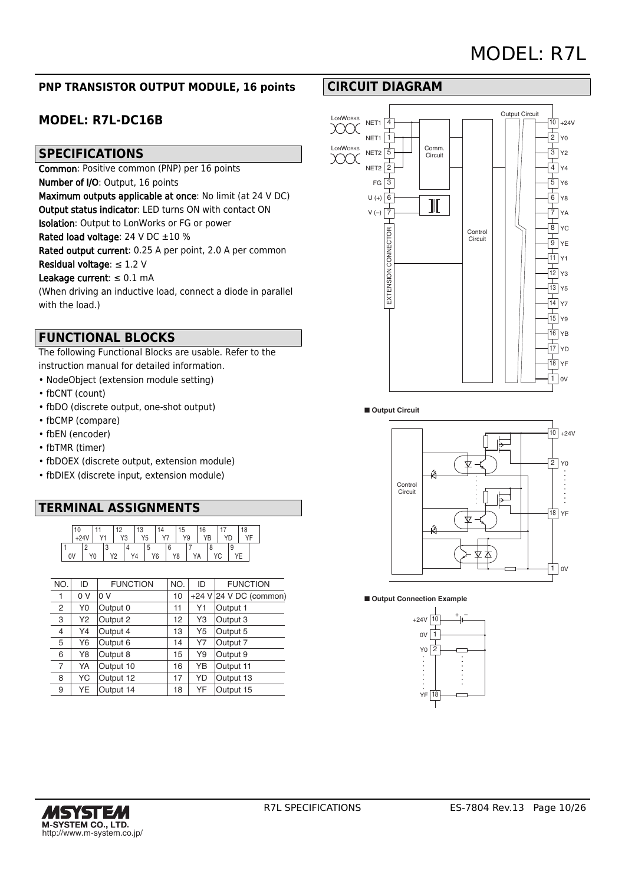# MODEL: R7L

## PNP TRANSISTOR OUTPUT MODULE, 16 points

## MODEL: R7L-DC16B

## SPECIFICATIONS

**Common**: Positive common (PNP) per 16 points
**Number of I/O**: Output, 16 points
**Maximum outputs applicable at once**: No limit (at 24 V DC)
**Output status indicator**: LED turns ON with contact ON
**Isolation**: Output to LonWorks or FG or power
**Rated load voltage**: 24 V DC ±10 %
**Rated output current**: 0.25 A per point, 2.0 A per common
**Residual voltage**: ≤ 1.2 V
**Leakage current**: ≤ 0.1 mA
(When driving an inductive load, connect a diode in parallel with the load.)

## FUNCTIONAL BLOCKS

The following Functional Blocks are usable. Refer to the instruction manual for detailed information.

- NodeObject (extension module setting)
- fbCNT (count)
- fbDO (discrete output, one-shot output)
- fbCMP (compare)
- fbEN (encoder)
- fbTMR (timer)
- fbDOEX (discrete output, extension module)
- fbDIEX (discrete input, extension module)

## TERMINAL ASSIGNMENTS

| NO. | ID | FUNCTION | NO. | ID | FUNCTION |
|---|---|---|---|---|---|
| 1 | 0 V | 0 V | 10 | +24 V | 24 V DC (common) |
| 2 | Y0 | Output 0 | 11 | Y1 | Output 1 |
| 3 | Y2 | Output 2 | 12 | Y3 | Output 3 |
| 4 | Y4 | Output 4 | 13 | Y5 | Output 5 |
| 5 | Y6 | Output 6 | 14 | Y7 | Output 7 |
| 6 | Y8 | Output 8 | 15 | Y9 | Output 9 |
| 7 | YA | Output 10 | 16 | YB | Output 11 |
| 8 | YC | Output 12 | 17 | YD | Output 13 |
| 9 | YE | Output 14 | 18 | YF | Output 15 |

## CIRCUIT DIAGRAM

■ Output Circuit

■ Output Connection Example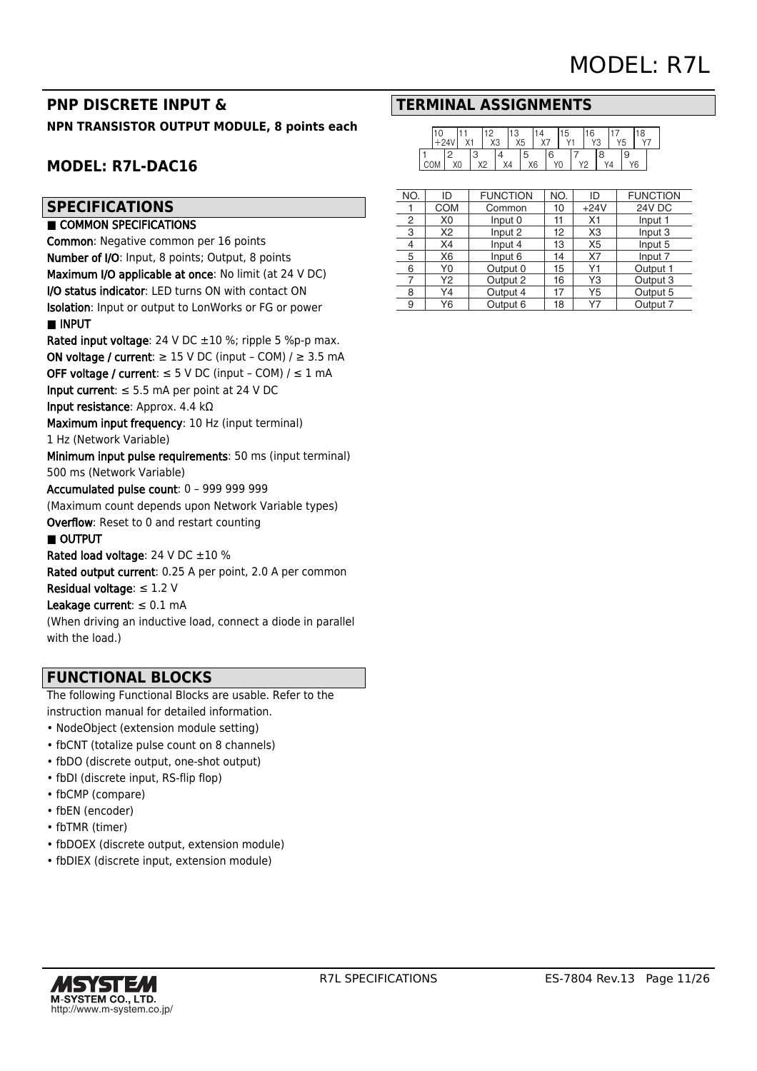# MODEL: R7L

## PNP DISCRETE INPUT &

**NPN TRANSISTOR OUTPUT MODULE, 8 points each**

## MODEL: R7L-DAC16

## SPECIFICATIONS

■ COMMON SPECIFICATIONS

**Common**: Negative common per 16 points
**Number of I/O**: Input, 8 points; Output, 8 points
**Maximum I/O applicable at once**: No limit (at 24 V DC)
**I/O status indicator**: LED turns ON with contact ON
**Isolation**: Input or output to LonWorks or FG or power

■ INPUT

**Rated input voltage**: 24 V DC ±10 %; ripple 5 %p-p max.
**ON voltage / current**: ≥ 15 V DC (input – COM) / ≥ 3.5 mA
**OFF voltage / current**: ≤ 5 V DC (input – COM) / ≤ 1 mA
**Input current**: ≤ 5.5 mA per point at 24 V DC
**Input resistance**: Approx. 4.4 kΩ
**Maximum input frequency**: 10 Hz (input terminal)
1 Hz (Network Variable)
**Minimum input pulse requirements**: 50 ms (input terminal)
500 ms (Network Variable)
**Accumulated pulse count**: 0 – 999 999 999
(Maximum count depends upon Network Variable types)
**Overflow**: Reset to 0 and restart counting

■ OUTPUT

**Rated load voltage**: 24 V DC ±10 %
**Rated output current**: 0.25 A per point, 2.0 A per common
**Residual voltage**: ≤ 1.2 V
**Leakage current**: ≤ 0.1 mA
(When driving an inductive load, connect a diode in parallel with the load.)

## FUNCTIONAL BLOCKS

The following Functional Blocks are usable. Refer to the instruction manual for detailed information.

- NodeObject (extension module setting)
- fbCNT (totalize pulse count on 8 channels)
- fbDO (discrete output, one-shot output)
- fbDI (discrete input, RS-flip flop)
- fbCMP (compare)
- fbEN (encoder)
- fbTMR (timer)
- fbDOEX (discrete output, extension module)
- fbDIEX (discrete input, extension module)

## TERMINAL ASSIGNMENTS

| 10 +24V | 11 X1 | 12 X3 | 13 X5 | 14 X7 | 15 Y1 | 16 Y3 | 17 Y5 | 18 Y7 |
|---|---|---|---|---|---|---|---|---|
| 1 COM | 2 X0 | 3 X2 | 4 X4 | 5 X6 | 6 Y0 | 7 Y2 | 8 Y4 | 9 Y6 |

| NO. | ID | FUNCTION | NO. | ID | FUNCTION |
|---|---|---|---|---|---|
| 1 | COM | Common | 10 | +24V | 24V DC |
| 2 | X0 | Input 0 | 11 | X1 | Input 1 |
| 3 | X2 | Input 2 | 12 | X3 | Input 3 |
| 4 | X4 | Input 4 | 13 | X5 | Input 5 |
| 5 | X6 | Input 6 | 14 | X7 | Input 7 |
| 6 | Y0 | Output 0 | 15 | Y1 | Output 1 |
| 7 | Y2 | Output 2 | 16 | Y3 | Output 3 |
| 8 | Y4 | Output 4 | 17 | Y5 | Output 5 |
| 9 | Y6 | Output 6 | 18 | Y7 | Output 7 |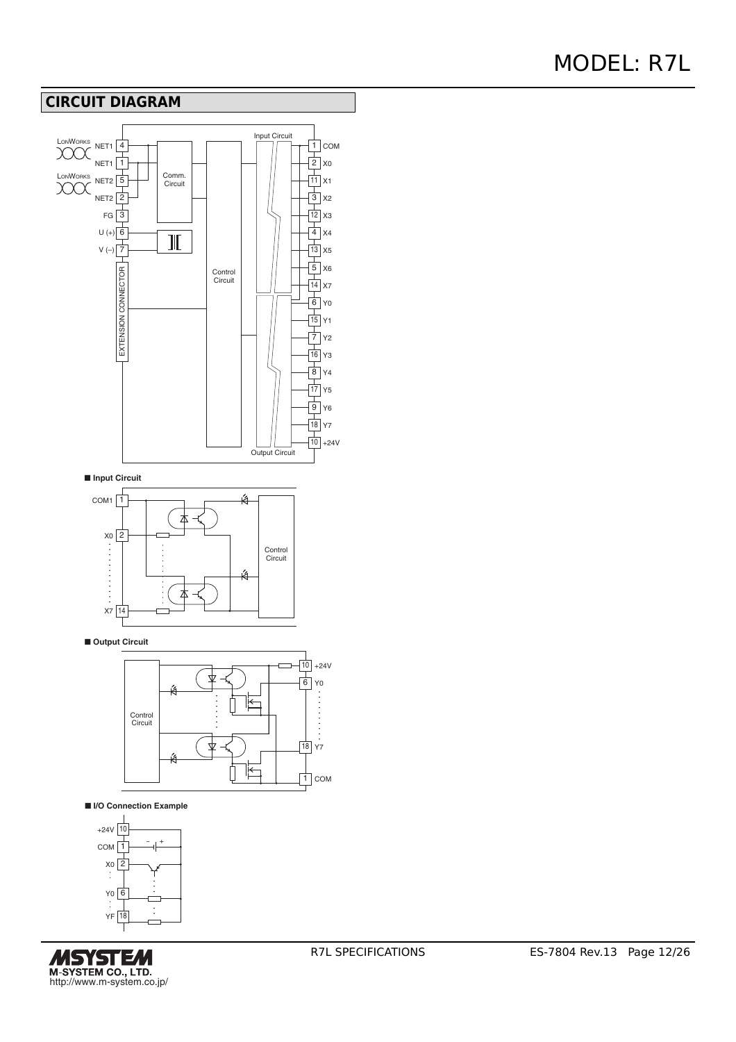## CIRCUIT DIAGRAM

■ **Input Circuit**

■ **Output Circuit**

■ **I/O Connection Example**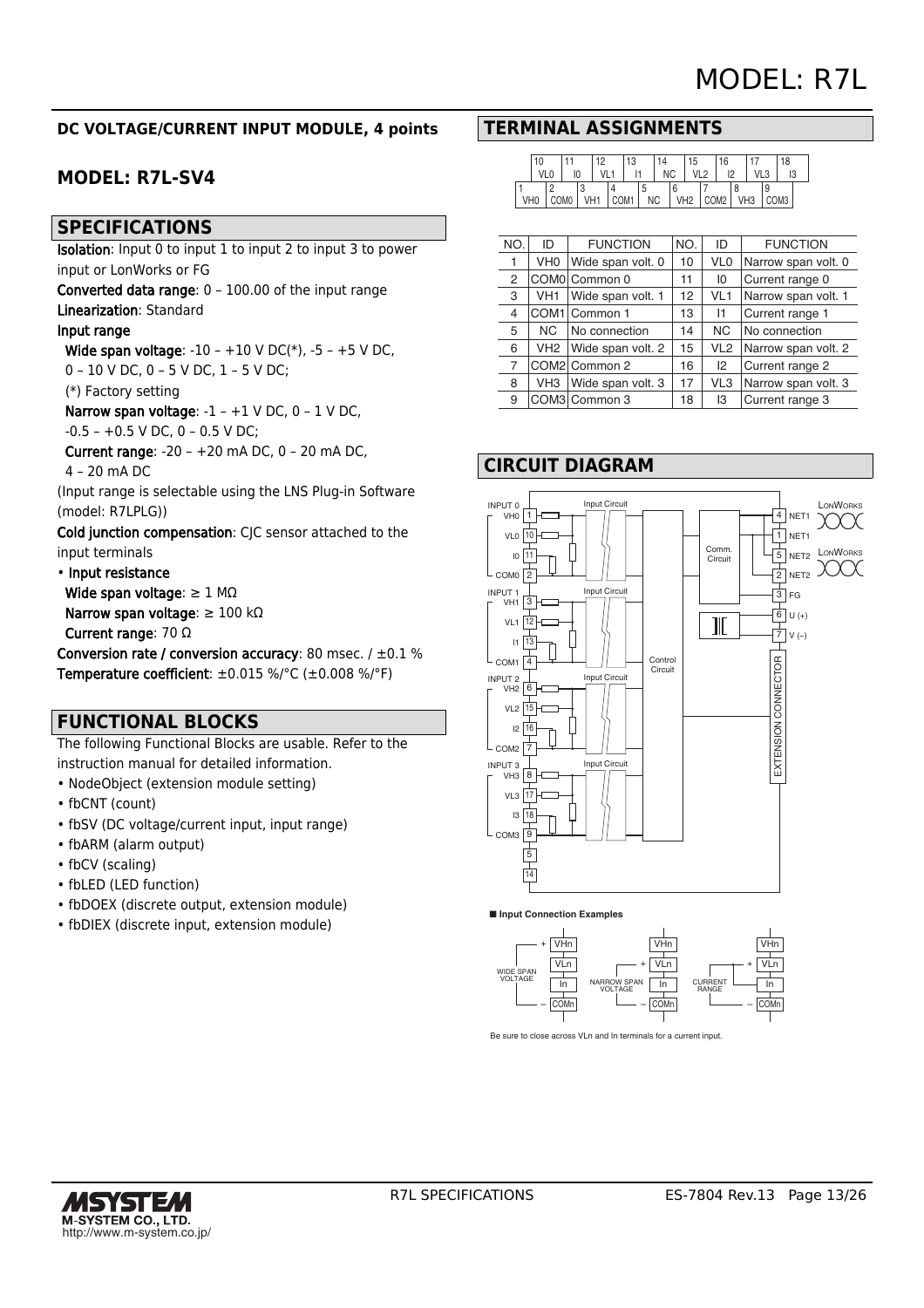# MODEL: R7L

**DC VOLTAGE/CURRENT INPUT MODULE, 4 points**

## MODEL: R7L-SV4

## SPECIFICATIONS

**Isolation**: Input 0 to input 1 to input 2 to input 3 to power input or LonWorks or FG

**Converted data range**: 0 – 100.00 of the input range

**Linearization**: Standard

**Input range**

**Wide span voltage**: -10 – +10 V DC(*), -5 – +5 V DC, 0 – 10 V DC, 0 – 5 V DC, 1 – 5 V DC;

(*) Factory setting

**Narrow span voltage**: -1 – +1 V DC, 0 – 1 V DC, -0.5 – +0.5 V DC, 0 – 0.5 V DC;

**Current range**: -20 – +20 mA DC, 0 – 20 mA DC, 4 – 20 mA DC

(Input range is selectable using the LNS Plug-in Software (model: R7LPLG))

**Cold junction compensation**: CJC sensor attached to the input terminals

• **Input resistance**

**Wide span voltage**: ≥ 1 MΩ

**Narrow span voltage**: ≥ 100 kΩ

**Current range**: 70 Ω

**Conversion rate / conversion accuracy**: 80 msec. / ±0.1 %

**Temperature coefficient**: ±0.015 %/°C (±0.008 %/°F)

## FUNCTIONAL BLOCKS

The following Functional Blocks are usable. Refer to the instruction manual for detailed information.

- NodeObject (extension module setting)
- fbCNT (count)
- fbSV (DC voltage/current input, input range)
- fbARM (alarm output)
- fbCV (scaling)
- fbLED (LED function)
- fbDOEX (discrete output, extension module)
- fbDIEX (discrete input, extension module)

## TERMINAL ASSIGNMENTS

| NO. | ID | FUNCTION | NO. | ID | FUNCTION |
|---|---|---|---|---|---|
| 1 | VH0 | Wide span volt. 0 | 10 | VL0 | Narrow span volt. 0 |
| 2 | COM0 | Common 0 | 11 | I0 | Current range 0 |
| 3 | VH1 | Wide span volt. 1 | 12 | VL1 | Narrow span volt. 1 |
| 4 | COM1 | Common 1 | 13 | I1 | Current range 1 |
| 5 | NC | No connection | 14 | NC | No connection |
| 6 | VH2 | Wide span volt. 2 | 15 | VL2 | Narrow span volt. 2 |
| 7 | COM2 | Common 2 | 16 | I2 | Current range 2 |
| 8 | VH3 | Wide span volt. 3 | 17 | VL3 | Narrow span volt. 3 |
| 9 | COM3 | Common 3 | 18 | I3 | Current range 3 |

## CIRCUIT DIAGRAM

■ **Input Connection Examples**

Be sure to close across VLn and In terminals for a current input.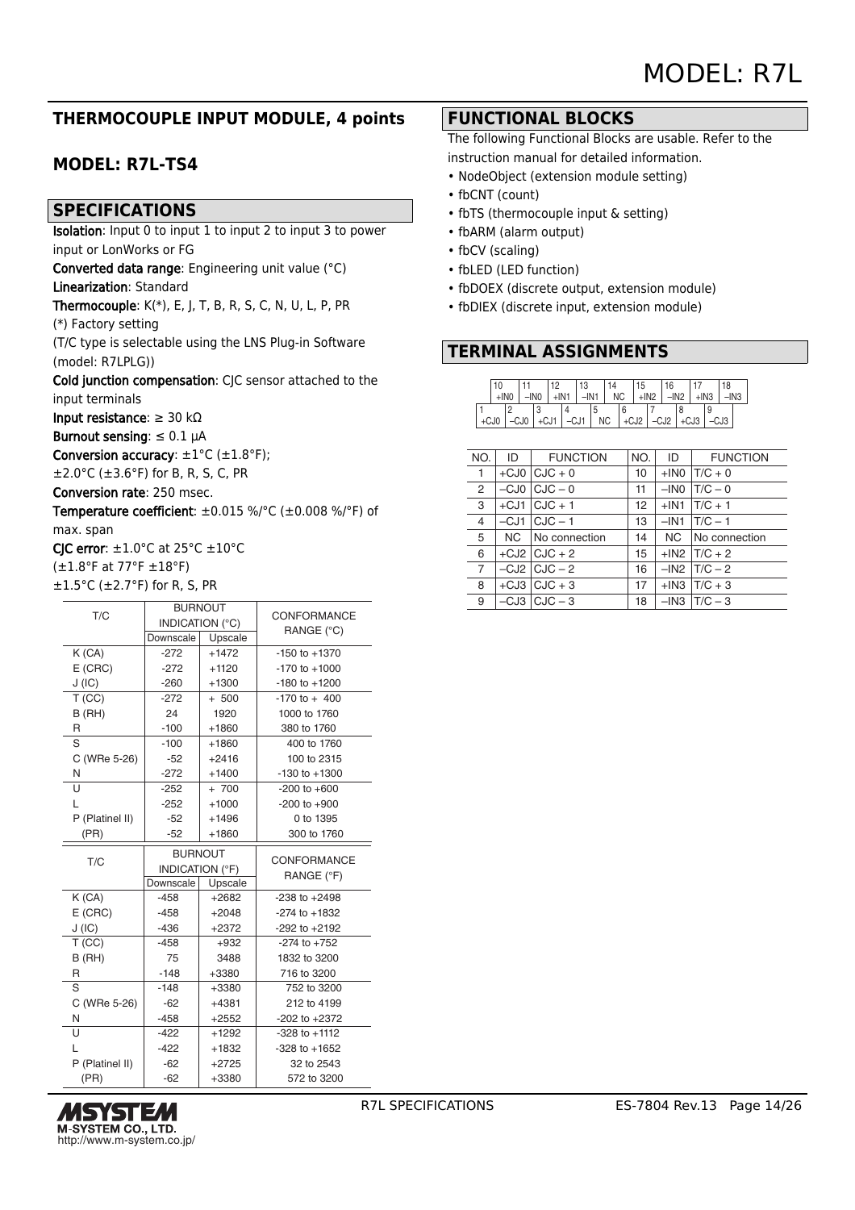# MODEL: R7L

## THERMOCOUPLE INPUT MODULE, 4 points

## MODEL: R7L-TS4

## SPECIFICATIONS

**Isolation**: Input 0 to input 1 to input 2 to input 3 to power input or LonWorks or FG

**Converted data range**: Engineering unit value (°C)

**Linearization**: Standard

**Thermocouple**: K(*), E, J, T, B, R, S, C, N, U, L, P, PR

(*) Factory setting

(T/C type is selectable using the LNS Plug-in Software (model: R7LPLG))

**Cold junction compensation**: CJC sensor attached to the input terminals

**Input resistance**: ≥ 30 kΩ

**Burnout sensing**: ≤ 0.1 μA

**Conversion accuracy**: ±1°C (±1.8°F);
±2.0°C (±3.6°F) for B, R, S, C, PR

**Conversion rate**: 250 msec.

**Temperature coefficient**: ±0.015 %/°C (±0.008 %/°F) of max. span

**CJC error**: ±1.0°C at 25°C ±10°C
(±1.8°F at 77°F ±18°F)
±1.5°C (±2.7°F) for R, S, PR

| T/C | BURNOUT INDICATION (°C) | | CONFORMANCE RANGE (°C) |
|---|---|---|---|
| | Downscale | Upscale | |
| K (CA) | -272 | +1472 | -150 to +1370 |
| E (CRC) | -272 | +1120 | -170 to +1000 |
| J (IC) | -260 | +1300 | -180 to +1200 |
| T (CC) | -272 | + 500 | -170 to + 400 |
| B (RH) | 24 | 1920 | 1000 to 1760 |
| R | -100 | +1860 | 380 to 1760 |
| S | -100 | +1860 | 400 to 1760 |
| C (WRe 5-26) | -52 | +2416 | 100 to 2315 |
| N | -272 | +1400 | -130 to +1300 |
| U | -252 | + 700 | -200 to +600 |
| L | -252 | +1000 | -200 to +900 |
| P (Platinel II) | -52 | +1496 | 0 to 1395 |
| (PR) | -52 | +1860 | 300 to 1760 |

| T/C | BURNOUT INDICATION (°F) | | CONFORMANCE RANGE (°F) |
|---|---|---|---|
| | Downscale | Upscale | |
| K (CA) | -458 | +2682 | -238 to +2498 |
| E (CRC) | -458 | +2048 | -274 to +1832 |
| J (IC) | -436 | +2372 | -292 to +2192 |
| T (CC) | -458 | +932 | -274 to +752 |
| B (RH) | 75 | 3488 | 1832 to 3200 |
| R | -148 | +3380 | 716 to 3200 |
| S | -148 | +3380 | 752 to 3200 |
| C (WRe 5-26) | -62 | +4381 | 212 to 4199 |
| N | -458 | +2552 | -202 to +2372 |
| U | -422 | +1292 | -328 to +1112 |
| L | -422 | +1832 | -328 to +1652 |
| P (Platinel II) | -62 | +2725 | 32 to 2543 |
| (PR) | -62 | +3380 | 572 to 3200 |

## FUNCTIONAL BLOCKS

The following Functional Blocks are usable. Refer to the instruction manual for detailed information.

- NodeObject (extension module setting)
- fbCNT (count)
- fbTS (thermocouple input & setting)
- fbARM (alarm output)
- fbCV (scaling)
- fbLED (LED function)
- fbDOEX (discrete output, extension module)
- fbDIEX (discrete input, extension module)

## TERMINAL ASSIGNMENTS

| 10 +IN0 | 11 –IN0 | 12 +IN1 | 13 –IN1 | 14 NC | 15 +IN2 | 16 –IN2 | 17 +IN3 | 18 –IN3 |
|---|---|---|---|---|---|---|---|---|
| 1 +CJ0 | 2 –CJ0 | 3 +CJ1 | 4 –CJ1 | 5 NC | 6 +CJ2 | 7 –CJ2 | 8 +CJ3 | 9 –CJ3 |

| NO. | ID | FUNCTION | NO. | ID | FUNCTION |
|---|---|---|---|---|---|
| 1 | +CJ0 | CJC + 0 | 10 | +IN0 | T/C + 0 |
| 2 | –CJ0 | CJC – 0 | 11 | –IN0 | T/C – 0 |
| 3 | +CJ1 | CJC + 1 | 12 | +IN1 | T/C + 1 |
| 4 | –CJ1 | CJC – 1 | 13 | –IN1 | T/C – 1 |
| 5 | NC | No connection | 14 | NC | No connection |
| 6 | +CJ2 | CJC + 2 | 15 | +IN2 | T/C + 2 |
| 7 | –CJ2 | CJC – 2 | 16 | –IN2 | T/C – 2 |
| 8 | +CJ3 | CJC + 3 | 17 | +IN3 | T/C + 3 |
| 9 | –CJ3 | CJC – 3 | 18 | –IN3 | T/C – 3 |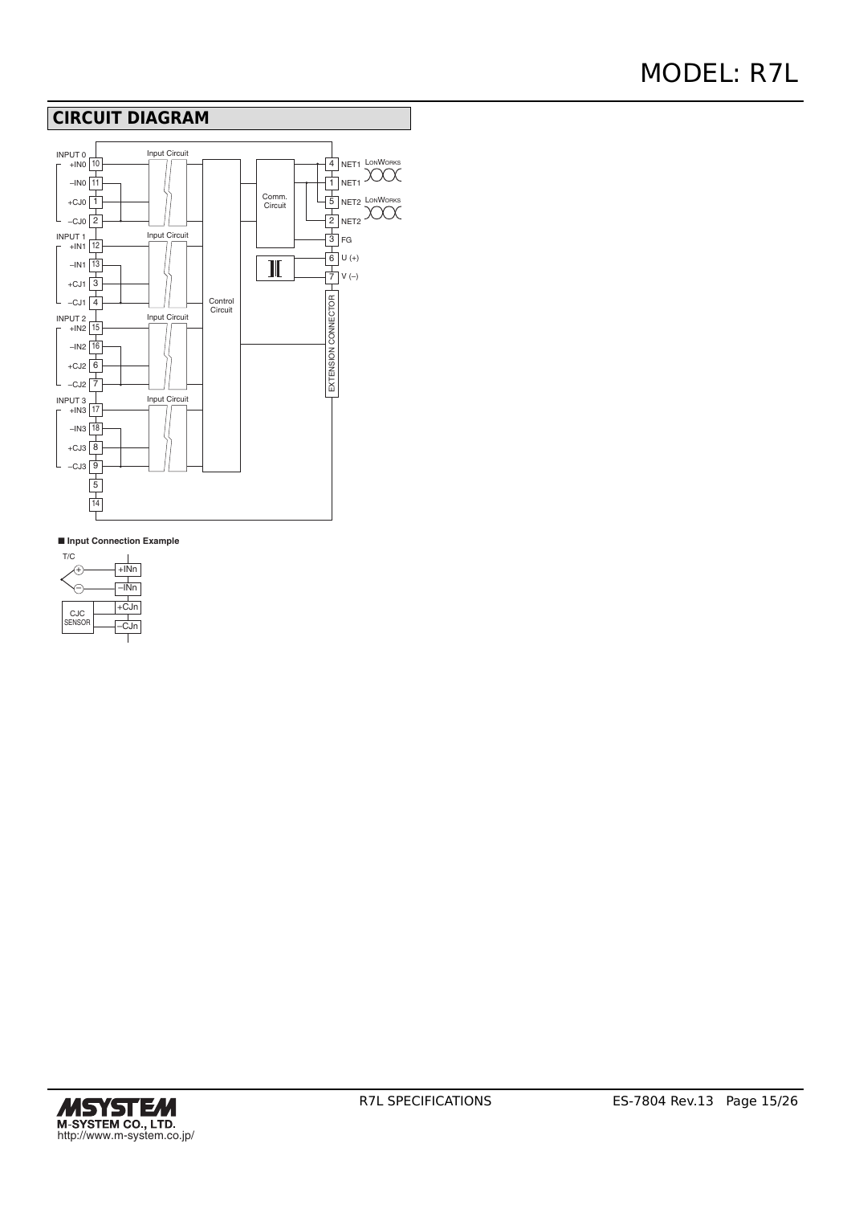## CIRCUIT DIAGRAM

INPUT 0
+IN0 10
–IN0 11
+CJ0 1
–CJ0 2

INPUT 1
+IN1 12
–IN1 13
+CJ1 3
–CJ1 4

INPUT 2
+IN2 15
–IN2 16
+CJ2 6
–CJ2 7

INPUT 3
+IN3 17
–IN3 18
+CJ3 8
–CJ3 9

5
14

Input Circuit

Control Circuit

Comm. Circuit

4 NET1 LONWORKS
1 NET1
5 NET2 LONWORKS
2 NET2
3 FG
6 U (+)
7 V (–)

EXTENSION CONNECTOR

■ **Input Connection Example**

T/C
+ +INn
– –INn

CJC SENSOR
+CJn
–CJn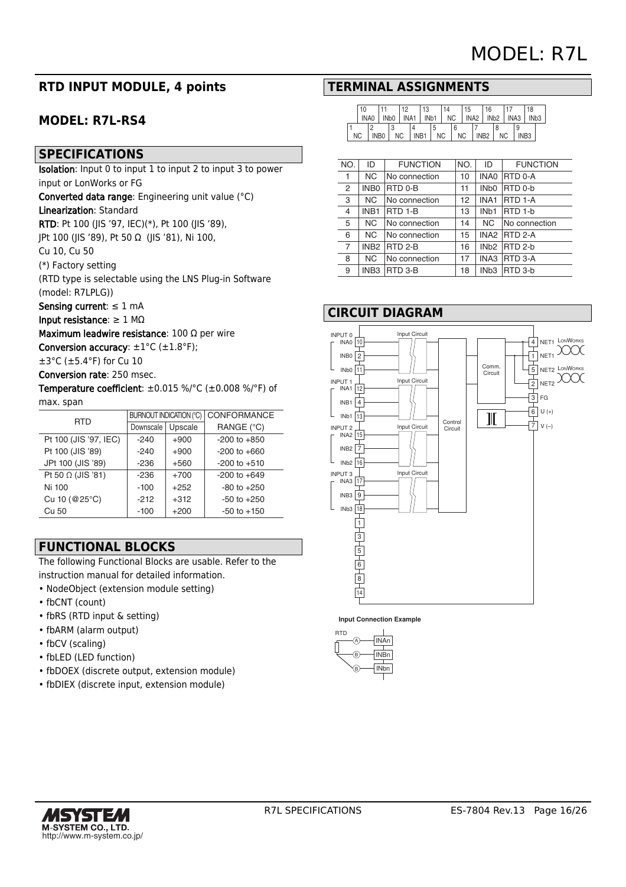# MODEL: R7L

## RTD INPUT MODULE, 4 points

## MODEL: R7L-RS4

## SPECIFICATIONS

**Isolation**: Input 0 to input 1 to input 2 to input 3 to power input or LonWorks or FG

**Converted data range**: Engineering unit value (°C)

**Linearization**: Standard

**RTD**: Pt 100 (JIS '97, IEC)(*), Pt 100 (JIS '89), JPt 100 (JIS '89), Pt 50 Ω (JIS '81), Ni 100, Cu 10, Cu 50

(*) Factory setting

(RTD type is selectable using the LNS Plug-in Software (model: R7LPLG))

**Sensing current**: ≤ 1 mA

**Input resistance**: ≥ 1 MΩ

**Maximum leadwire resistance**: 100 Ω per wire

**Conversion accuracy**: ±1°C (±1.8°F); ±3°C (±5.4°F) for Cu 10

**Conversion rate**: 250 msec.

**Temperature coefficient**: ±0.015 %/°C (±0.008 %/°F) of max. span

| RTD | BURNOUT INDICATION (°C) | | CONFORMANCE |
|---|---|---|---|
| | Downscale | Upscale | RANGE (°C) |
| Pt 100 (JIS '97, IEC) | -240 | +900 | -200 to +850 |
| Pt 100 (JIS '89) | -240 | +900 | -200 to +660 |
| JPt 100 (JIS '89) | -236 | +560 | -200 to +510 |
| Pt 50 Ω (JIS '81) | -236 | +700 | -200 to +649 |
| Ni 100 | -100 | +252 | -80 to +250 |
| Cu 10 (@25°C) | -212 | +312 | -50 to +250 |
| Cu 50 | -100 | +200 | -50 to +150 |

## FUNCTIONAL BLOCKS

The following Functional Blocks are usable. Refer to the instruction manual for detailed information.

- NodeObject (extension module setting)
- fbCNT (count)
- fbRS (RTD input & setting)
- fbARM (alarm output)
- fbCV (scaling)
- fbLED (LED function)
- fbDOEX (discrete output, extension module)
- fbDIEX (discrete input, extension module)

## TERMINAL ASSIGNMENTS

| 10 INA0 | 11 INb0 | 12 INA1 | 13 INb1 | 14 NC | 15 INA2 | 16 INb2 | 17 INA3 | 18 INb3 |
|---|---|---|---|---|---|---|---|---|

| 1 NC | 2 INB0 | 3 NC | 4 INB1 | 5 NC | 6 NC | 7 INB2 | 8 NC | 9 INB3 |
|---|---|---|---|---|---|---|---|---|

| NO. | ID | FUNCTION | NO. | ID | FUNCTION |
|---|---|---|---|---|---|
| 1 | NC | No connection | 10 | INA0 | RTD 0-A |
| 2 | INB0 | RTD 0-B | 11 | INb0 | RTD 0-b |
| 3 | NC | No connection | 12 | INA1 | RTD 1-A |
| 4 | INB1 | RTD 1-B | 13 | INb1 | RTD 1-b |
| 5 | NC | No connection | 14 | NC | No connection |
| 6 | NC | No connection | 15 | INA2 | RTD 2-A |
| 7 | INB2 | RTD 2-B | 16 | INb2 | RTD 2-b |
| 8 | NC | No connection | 17 | INA3 | RTD 3-A |
| 9 | INB3 | RTD 3-B | 18 | INb3 | RTD 3-b |

## CIRCUIT DIAGRAM

INPUT 0: INA0 10, INB0 2, INb0 11 — Input Circuit
INPUT 1: INA1 12, INB1 4, INb1 13 — Input Circuit
INPUT 2: INA2 15, INB2 7, INb2 16 — Input Circuit
INPUT 3: INA3 17, INB3 9, INb3 18 — Input Circuit
Terminals 1, 3, 5, 6, 8, 14

Control Circuit — Comm. Circuit

4 NET1, 1 NET1 (LonWorks); 5 NET2, 2 NET2 (LonWorks); 3 FG; 6 U (+); 7 V (–)

**Input Connection Example**

RTD: (A) INAn, (B) INBn, (B) INbn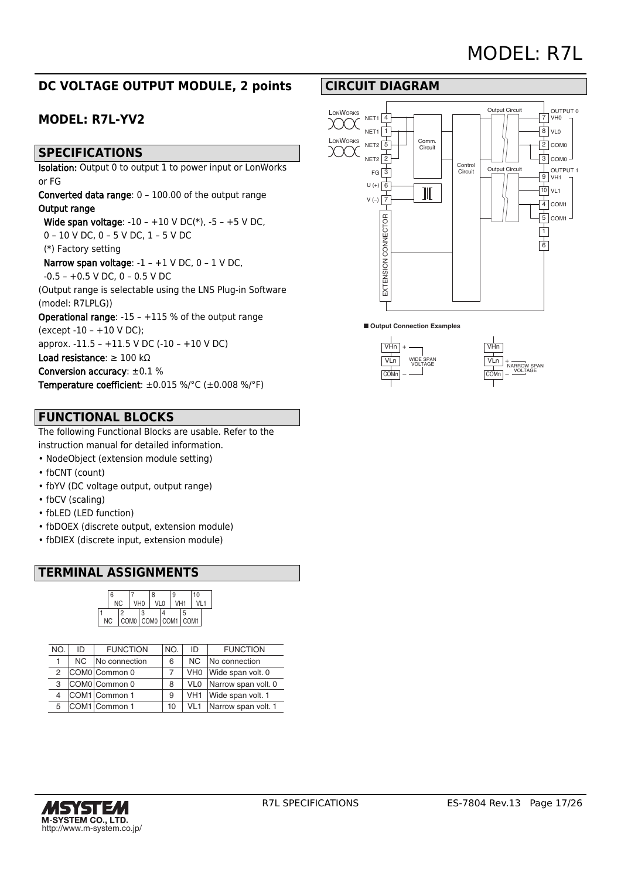# MODEL: R7L

## DC VOLTAGE OUTPUT MODULE, 2 points

### MODEL: R7L-YV2

## SPECIFICATIONS

**Isolation:** Output 0 to output 1 to power input or LonWorks or FG

**Converted data range**: 0 – 100.00 of the output range

**Output range**

**Wide span voltage**: -10 – +10 V DC(*), -5 – +5 V DC, 0 – 10 V DC, 0 – 5 V DC, 1 – 5 V DC

(*) Factory setting

**Narrow span voltage**: -1 – +1 V DC, 0 – 1 V DC, -0.5 – +0.5 V DC, 0 – 0.5 V DC

(Output range is selectable using the LNS Plug-in Software (model: R7LPLG))

**Operational range**: -15 – +115 % of the output range (except -10 – +10 V DC);

approx. -11.5 – +11.5 V DC (-10 – +10 V DC)

**Load resistance**: ≥ 100 kΩ

**Conversion accuracy**: ±0.1 %

**Temperature coefficient**: ±0.015 %/°C (±0.008 %/°F)

## FUNCTIONAL BLOCKS

The following Functional Blocks are usable. Refer to the instruction manual for detailed information.

- NodeObject (extension module setting)
- fbCNT (count)
- fbYV (DC voltage output, output range)
- fbCV (scaling)
- fbLED (LED function)
- fbDOEX (discrete output, extension module)
- fbDIEX (discrete input, extension module)

## TERMINAL ASSIGNMENTS

| NO. | ID | FUNCTION | NO. | ID | FUNCTION |
|---|---|---|---|---|---|
| 1 | NC | No connection | 6 | NC | No connection |
| 2 | COM0 | Common 0 | 7 | VH0 | Wide span volt. 0 |
| 3 | COM0 | Common 0 | 8 | VL0 | Narrow span volt. 0 |
| 4 | COM1 | Common 1 | 9 | VH1 | Wide span volt. 1 |
| 5 | COM1 | Common 1 | 10 | VL1 | Narrow span volt. 1 |

## CIRCUIT DIAGRAM

■ Output Connection Examples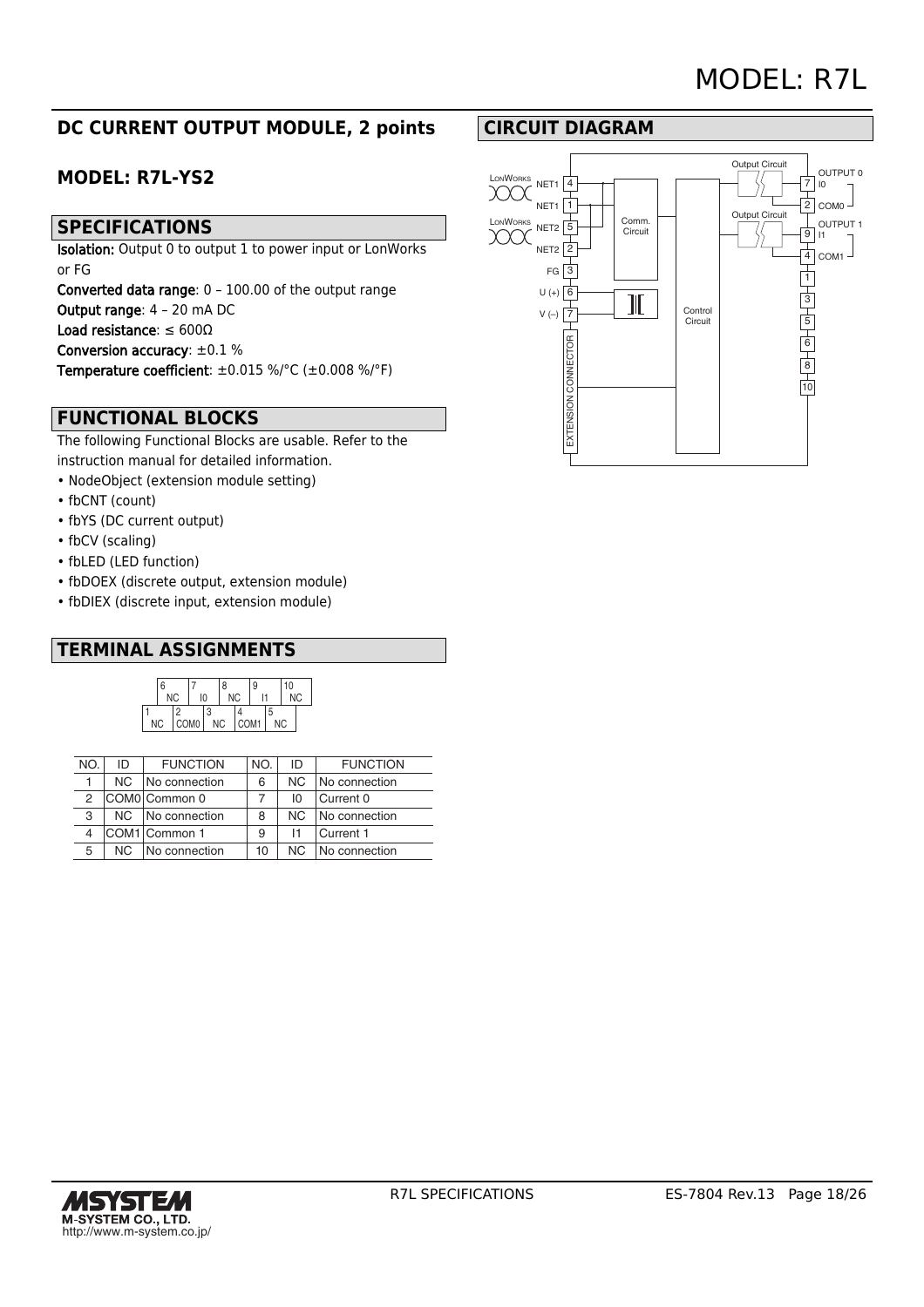# MODEL: R7L

## DC CURRENT OUTPUT MODULE, 2 points

### MODEL: R7L-YS2

## SPECIFICATIONS

**Isolation:** Output 0 to output 1 to power input or LonWorks or FG

**Converted data range**: 0 – 100.00 of the output range

**Output range**: 4 – 20 mA DC

**Load resistance**: ≤ 600Ω

**Conversion accuracy**: ±0.1 %

**Temperature coefficient**: ±0.015 %/°C (±0.008 %/°F)

## FUNCTIONAL BLOCKS

The following Functional Blocks are usable. Refer to the instruction manual for detailed information.

- NodeObject (extension module setting)
- fbCNT (count)
- fbYS (DC current output)
- fbCV (scaling)
- fbLED (LED function)
- fbDOEX (discrete output, extension module)
- fbDIEX (discrete input, extension module)

## TERMINAL ASSIGNMENTS

| 6 NC | 7 I0 | 8 NC | 9 I1 | 10 NC |
|---|---|---|---|---|
| 1 NC | 2 COM0 | 3 NC | 4 COM1 | 5 NC |

| NO. | ID | FUNCTION | NO. | ID | FUNCTION |
|---|---|---|---|---|---|
| 1 | NC | No connection | 6 | NC | No connection |
| 2 | COM0 | Common 0 | 7 | I0 | Current 0 |
| 3 | NC | No connection | 8 | NC | No connection |
| 4 | COM1 | Common 1 | 9 | I1 | Current 1 |
| 5 | NC | No connection | 10 | NC | No connection |

## CIRCUIT DIAGRAM

LonWorks NET1 4, NET1 1; LonWorks NET2 5, NET2 2; FG 3; U (+) 6; V (–) 7; EXTENSION CONNECTOR; Comm. Circuit; Control Circuit; Output Circuit → OUTPUT 0: 7 I0, 2 COM0; Output Circuit → OUTPUT 1: 9 I1, 4 COM1; 1, 3, 5, 6, 8, 10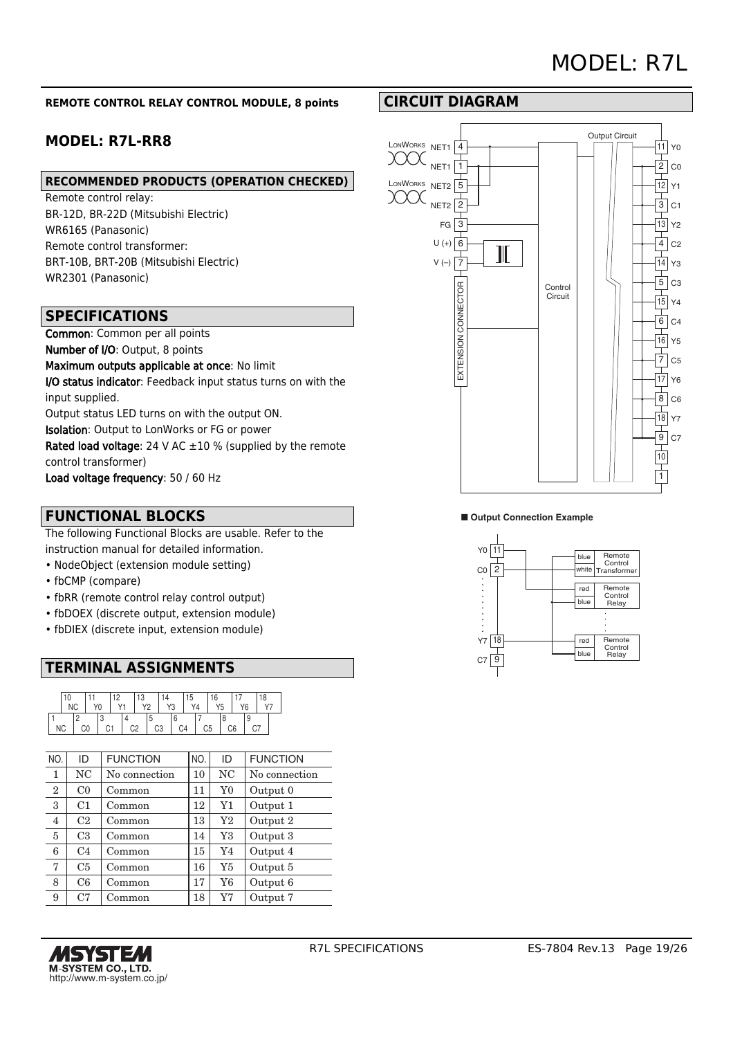# MODEL: R7L

**REMOTE CONTROL RELAY CONTROL MODULE, 8 points**

## MODEL: R7L-RR8

### RECOMMENDED PRODUCTS (OPERATION CHECKED)

Remote control relay:
BR-12D, BR-22D (Mitsubishi Electric)
WR6165 (Panasonic)
Remote control transformer:
BRT-10B, BRT-20B (Mitsubishi Electric)
WR2301 (Panasonic)

## SPECIFICATIONS

**Common**: Common per all points
**Number of I/O**: Output, 8 points
**Maximum outputs applicable at once**: No limit
**I/O status indicator**: Feedback input status turns on with the input supplied.
Output status LED turns on with the output ON.
**Isolation**: Output to LonWorks or FG or power
**Rated load voltage**: 24 V AC ±10 % (supplied by the remote control transformer)
**Load voltage frequency**: 50 / 60 Hz

## FUNCTIONAL BLOCKS

The following Functional Blocks are usable. Refer to the instruction manual for detailed information.

- NodeObject (extension module setting)
- fbCMP (compare)
- fbRR (remote control relay control output)
- fbDOEX (discrete output, extension module)
- fbDIEX (discrete input, extension module)

## TERMINAL ASSIGNMENTS

| NO. | ID | FUNCTION | NO. | ID | FUNCTION |
|---|---|---|---|---|---|
| 1 | NC | No connection | 10 | NC | No connection |
| 2 | C0 | Common | 11 | Y0 | Output 0 |
| 3 | C1 | Common | 12 | Y1 | Output 1 |
| 4 | C2 | Common | 13 | Y2 | Output 2 |
| 5 | C3 | Common | 14 | Y3 | Output 3 |
| 6 | C4 | Common | 15 | Y4 | Output 4 |
| 7 | C5 | Common | 16 | Y5 | Output 5 |
| 8 | C6 | Common | 17 | Y6 | Output 6 |
| 9 | C7 | Common | 18 | Y7 | Output 7 |

## CIRCUIT DIAGRAM

■ **Output Connection Example**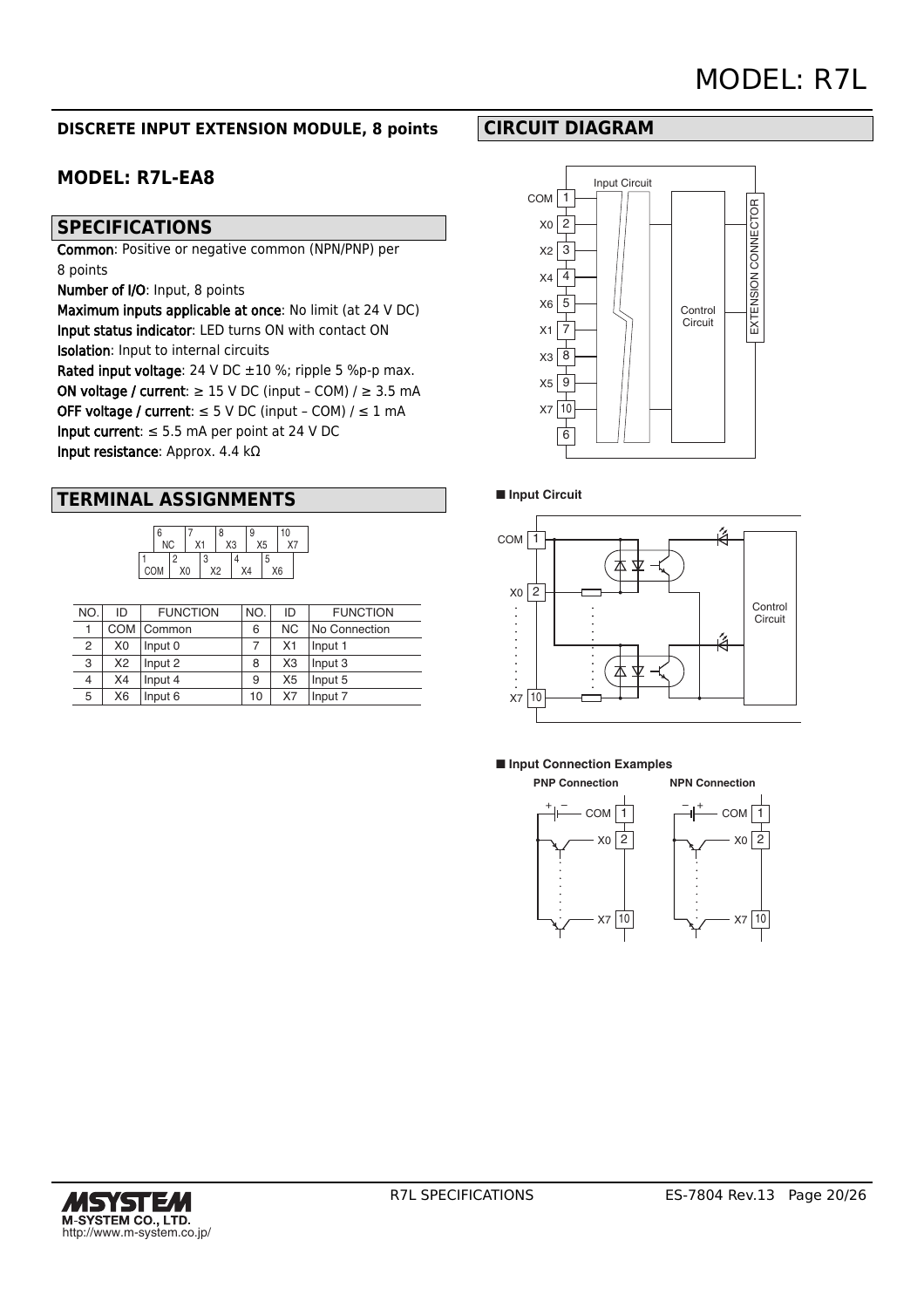# MODEL: R7L

## DISCRETE INPUT EXTENSION MODULE, 8 points

## MODEL: R7L-EA8

## SPECIFICATIONS

**Common**: Positive or negative common (NPN/PNP) per 8 points
**Number of I/O**: Input, 8 points
**Maximum inputs applicable at once**: No limit (at 24 V DC)
**Input status indicator**: LED turns ON with contact ON
**Isolation**: Input to internal circuits
**Rated input voltage**: 24 V DC ±10 %; ripple 5 %p-p max.
**ON voltage / current**: ≥ 15 V DC (input – COM) / ≥ 3.5 mA
**OFF voltage / current**: ≤ 5 V DC (input – COM) / ≤ 1 mA
**Input current**: ≤ 5.5 mA per point at 24 V DC
**Input resistance**: Approx. 4.4 kΩ

## TERMINAL ASSIGNMENTS

| 6 NC | 7 X1 | 8 X3 | 9 X5 | 10 X7 |
|---|---|---|---|---|
| 1 COM | 2 X0 | 3 X2 | 4 X4 | 5 X6 |

| NO. | ID | FUNCTION | NO. | ID | FUNCTION |
|---|---|---|---|---|---|
| 1 | COM | Common | 6 | NC | No Connection |
| 2 | X0 | Input 0 | 7 | X1 | Input 1 |
| 3 | X2 | Input 2 | 8 | X3 | Input 3 |
| 4 | X4 | Input 4 | 9 | X5 | Input 5 |
| 5 | X6 | Input 6 | 10 | X7 | Input 7 |

## CIRCUIT DIAGRAM

■ **Input Circuit**

■ **Input Connection Examples**

**PNP Connection**

**NPN Connection**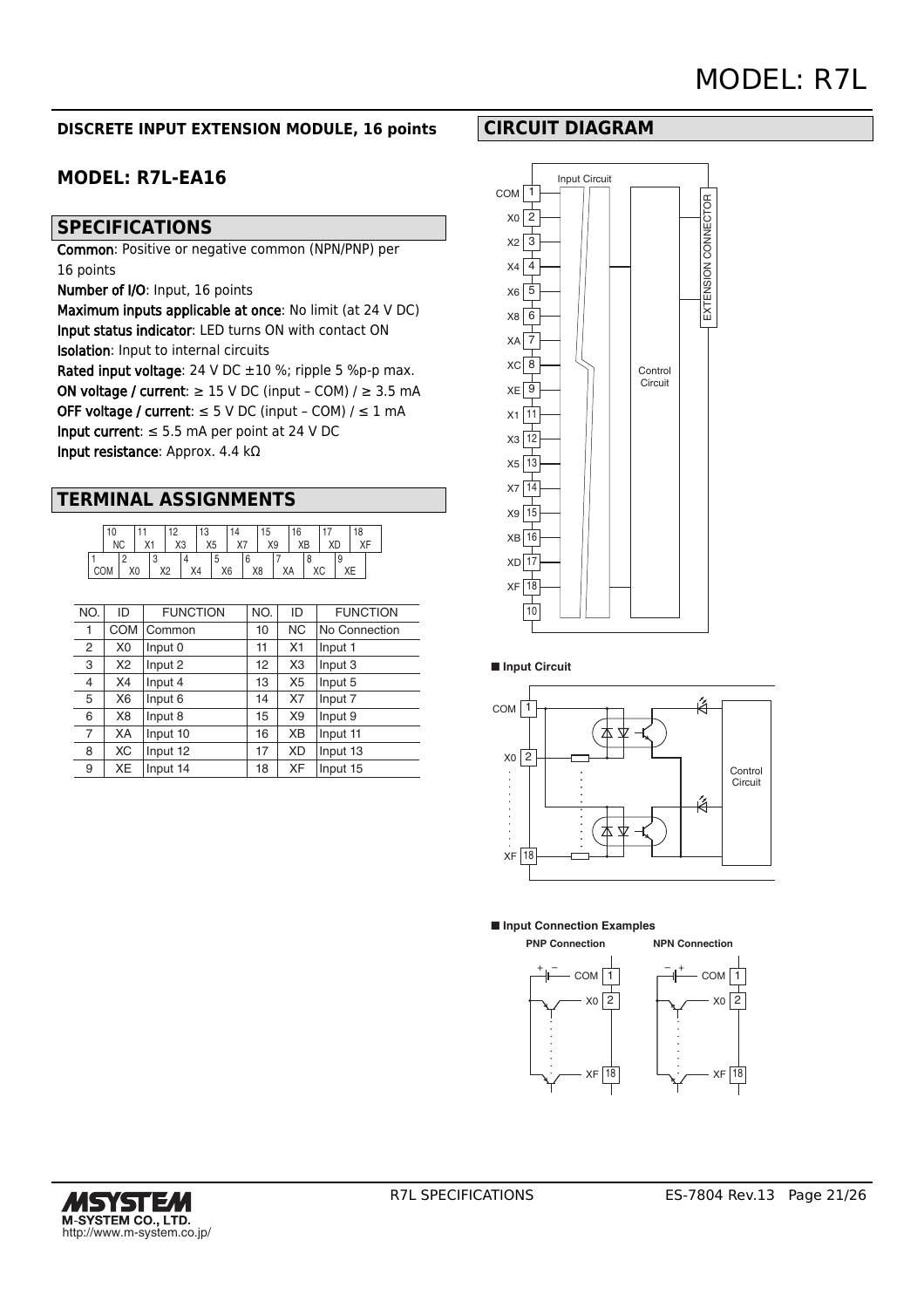# MODEL: R7L

## DISCRETE INPUT EXTENSION MODULE, 16 points

## MODEL: R7L-EA16

## SPECIFICATIONS

**Common**: Positive or negative common (NPN/PNP) per 16 points
**Number of I/O**: Input, 16 points
**Maximum inputs applicable at once**: No limit (at 24 V DC)
**Input status indicator**: LED turns ON with contact ON
**Isolation**: Input to internal circuits
**Rated input voltage**: 24 V DC ±10 %; ripple 5 %p-p max.
**ON voltage / current**: ≥ 15 V DC (input – COM) / ≥ 3.5 mA
**OFF voltage / current**: ≤ 5 V DC (input – COM) / ≤ 1 mA
**Input current**: ≤ 5.5 mA per point at 24 V DC
**Input resistance**: Approx. 4.4 kΩ

## TERMINAL ASSIGNMENTS

| 10 NC | 11 X1 | 12 X3 | 13 X5 | 14 X7 | 15 X9 | 16 XB | 17 XD | 18 XF |
|---|---|---|---|---|---|---|---|---|
| 1 COM | 2 X0 | 3 X2 | 4 X4 | 5 X6 | 6 X8 | 7 XA | 8 XC | 9 XE |

| NO. | ID | FUNCTION | NO. | ID | FUNCTION |
|---|---|---|---|---|---|
| 1 | COM | Common | 10 | NC | No Connection |
| 2 | X0 | Input 0 | 11 | X1 | Input 1 |
| 3 | X2 | Input 2 | 12 | X3 | Input 3 |
| 4 | X4 | Input 4 | 13 | X5 | Input 5 |
| 5 | X6 | Input 6 | 14 | X7 | Input 7 |
| 6 | X8 | Input 8 | 15 | X9 | Input 9 |
| 7 | XA | Input 10 | 16 | XB | Input 11 |
| 8 | XC | Input 12 | 17 | XD | Input 13 |
| 9 | XE | Input 14 | 18 | XF | Input 15 |

## CIRCUIT DIAGRAM

COM 1, X0 2, X2 3, X4 4, X6 5, X8 6, XA 7, XC 8, XE 9, X1 11, X3 12, X5 13, X7 14, X9 15, XB 16, XD 17, XF 18, 10

Input Circuit — Control Circuit — EXTENSION CONNECTOR

■ **Input Circuit**

COM 1, X0 2, XF 18 — Control Circuit

■ **Input Connection Examples**

**PNP Connection** — + – COM 1, X0 2, XF 18

**NPN Connection** — – + COM 1, X0 2, XF 18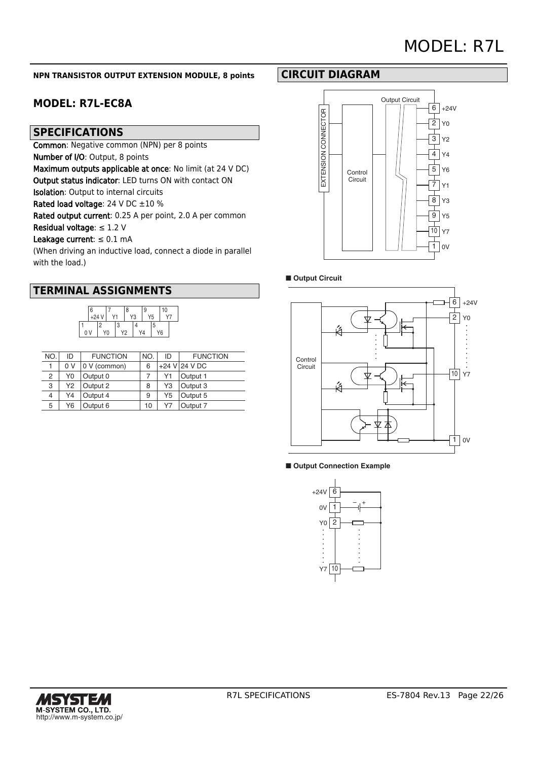**NPN TRANSISTOR OUTPUT EXTENSION MODULE, 8 points**

## MODEL: R7L-EC8A

## SPECIFICATIONS

**Common**: Negative common (NPN) per 8 points
**Number of I/O**: Output, 8 points
**Maximum outputs applicable at once**: No limit (at 24 V DC)
**Output status indicator**: LED turns ON with contact ON
**Isolation**: Output to internal circuits
**Rated load voltage**: 24 V DC ±10 %
**Rated output current**: 0.25 A per point, 2.0 A per common
**Residual voltage**: ≤ 1.2 V
**Leakage current**: ≤ 0.1 mA
(When driving an inductive load, connect a diode in parallel with the load.)

## TERMINAL ASSIGNMENTS

| 6 +24 V | 7 Y1 | 8 Y3 | 9 Y5 | 10 Y7 |
|---|---|---|---|---|
| 1 0 V | 2 Y0 | 3 Y2 | 4 Y4 | 5 Y6 |

| NO. | ID | FUNCTION | NO. | ID | FUNCTION |
|---|---|---|---|---|---|
| 1 | 0 V | 0 V (common) | 6 | +24 V | 24 V DC |
| 2 | Y0 | Output 0 | 7 | Y1 | Output 1 |
| 3 | Y2 | Output 2 | 8 | Y3 | Output 3 |
| 4 | Y4 | Output 4 | 9 | Y5 | Output 5 |
| 5 | Y6 | Output 6 | 10 | Y7 | Output 7 |

## CIRCUIT DIAGRAM

EXTENSION CONNECTOR — Control Circuit — Output Circuit: 6 +24V, 2 Y0, 3 Y2, 4 Y4, 5 Y6, 7 Y1, 8 Y3, 9 Y5, 10 Y7, 1 0V

■ **Output Circuit**

Control Circuit — 6 +24V, 2 Y0, 10 Y7, 1 0V

■ **Output Connection Example**

+24V 6, 0V 1, Y0 2, Y7 10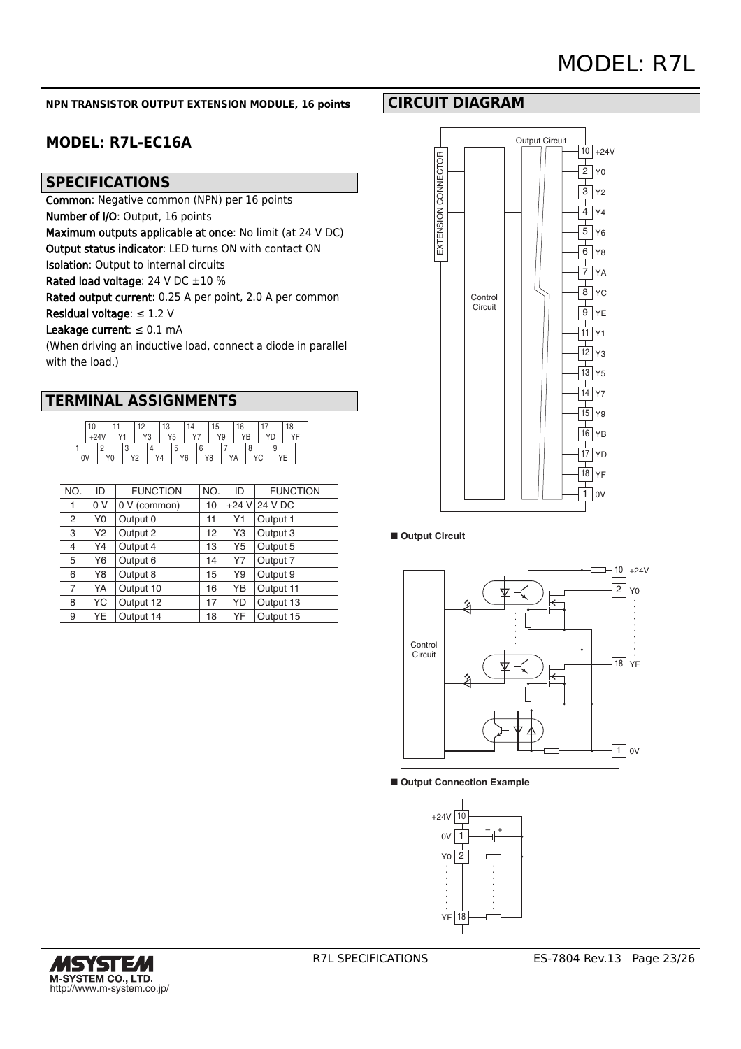NPN TRANSISTOR OUTPUT EXTENSION MODULE, 16 points

## MODEL: R7L-EC16A

## SPECIFICATIONS

**Common**: Negative common (NPN) per 16 points
**Number of I/O**: Output, 16 points
**Maximum outputs applicable at once**: No limit (at 24 V DC)
**Output status indicator**: LED turns ON with contact ON
**Isolation**: Output to internal circuits
**Rated load voltage**: 24 V DC ±10 %
**Rated output current**: 0.25 A per point, 2.0 A per common
**Residual voltage**: ≤ 1.2 V
**Leakage current**: ≤ 0.1 mA
(When driving an inductive load, connect a diode in parallel with the load.)

## TERMINAL ASSIGNMENTS

| NO. | ID | FUNCTION | NO. | ID | FUNCTION |
|---|---|---|---|---|---|
| 1 | 0 V | 0 V (common) | 10 | +24 V | 24 V DC |
| 2 | Y0 | Output 0 | 11 | Y1 | Output 1 |
| 3 | Y2 | Output 2 | 12 | Y3 | Output 3 |
| 4 | Y4 | Output 4 | 13 | Y5 | Output 5 |
| 5 | Y6 | Output 6 | 14 | Y7 | Output 7 |
| 6 | Y8 | Output 8 | 15 | Y9 | Output 9 |
| 7 | YA | Output 10 | 16 | YB | Output 11 |
| 8 | YC | Output 12 | 17 | YD | Output 13 |
| 9 | YE | Output 14 | 18 | YF | Output 15 |

## CIRCUIT DIAGRAM

■ **Output Circuit**

■ **Output Connection Example**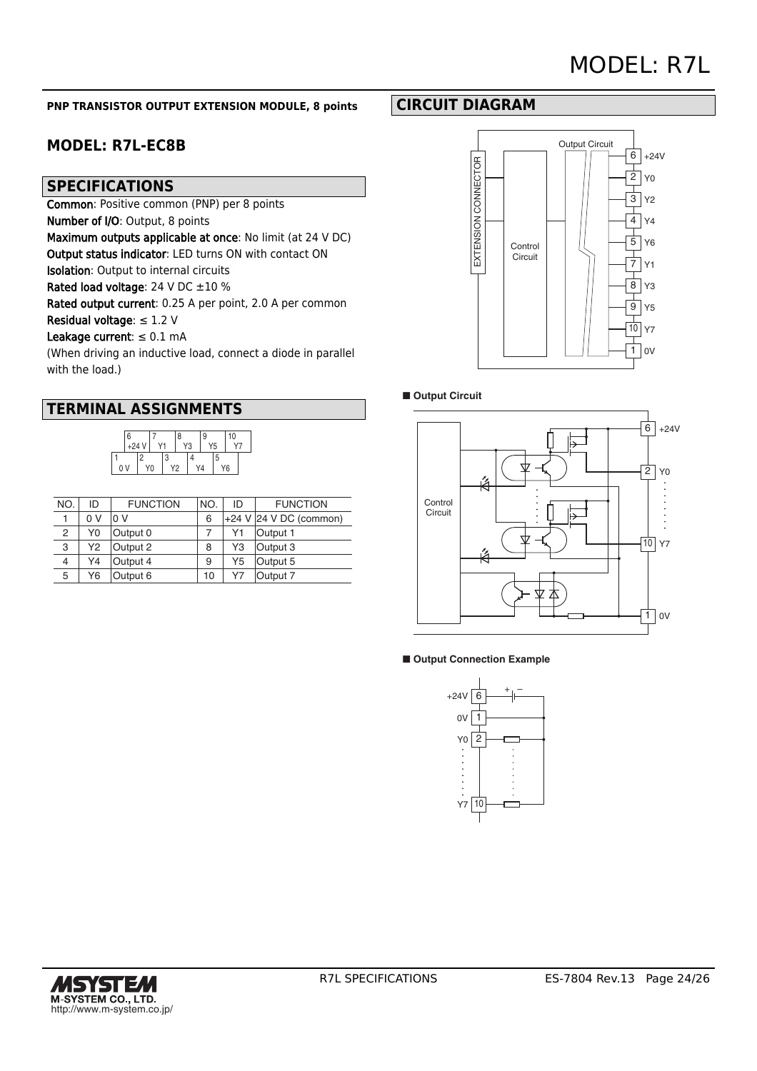PNP TRANSISTOR OUTPUT EXTENSION MODULE, 8 points

## MODEL: R7L-EC8B

## SPECIFICATIONS

**Common**: Positive common (PNP) per 8 points
**Number of I/O**: Output, 8 points
**Maximum outputs applicable at once**: No limit (at 24 V DC)
**Output status indicator**: LED turns ON with contact ON
**Isolation**: Output to internal circuits
**Rated load voltage**: 24 V DC ±10 %
**Rated output current**: 0.25 A per point, 2.0 A per common
**Residual voltage**: ≤ 1.2 V
**Leakage current**: ≤ 0.1 mA
(When driving an inductive load, connect a diode in parallel with the load.)

## TERMINAL ASSIGNMENTS

| NO. | ID | FUNCTION | NO. | ID | FUNCTION |
|---|---|---|---|---|---|
| 1 | 0 V | 0 V | 6 | +24 V | 24 V DC (common) |
| 2 | Y0 | Output 0 | 7 | Y1 | Output 1 |
| 3 | Y2 | Output 2 | 8 | Y3 | Output 3 |
| 4 | Y4 | Output 4 | 9 | Y5 | Output 5 |
| 5 | Y6 | Output 6 | 10 | Y7 | Output 7 |

## CIRCUIT DIAGRAM

■ Output Circuit

■ Output Connection Example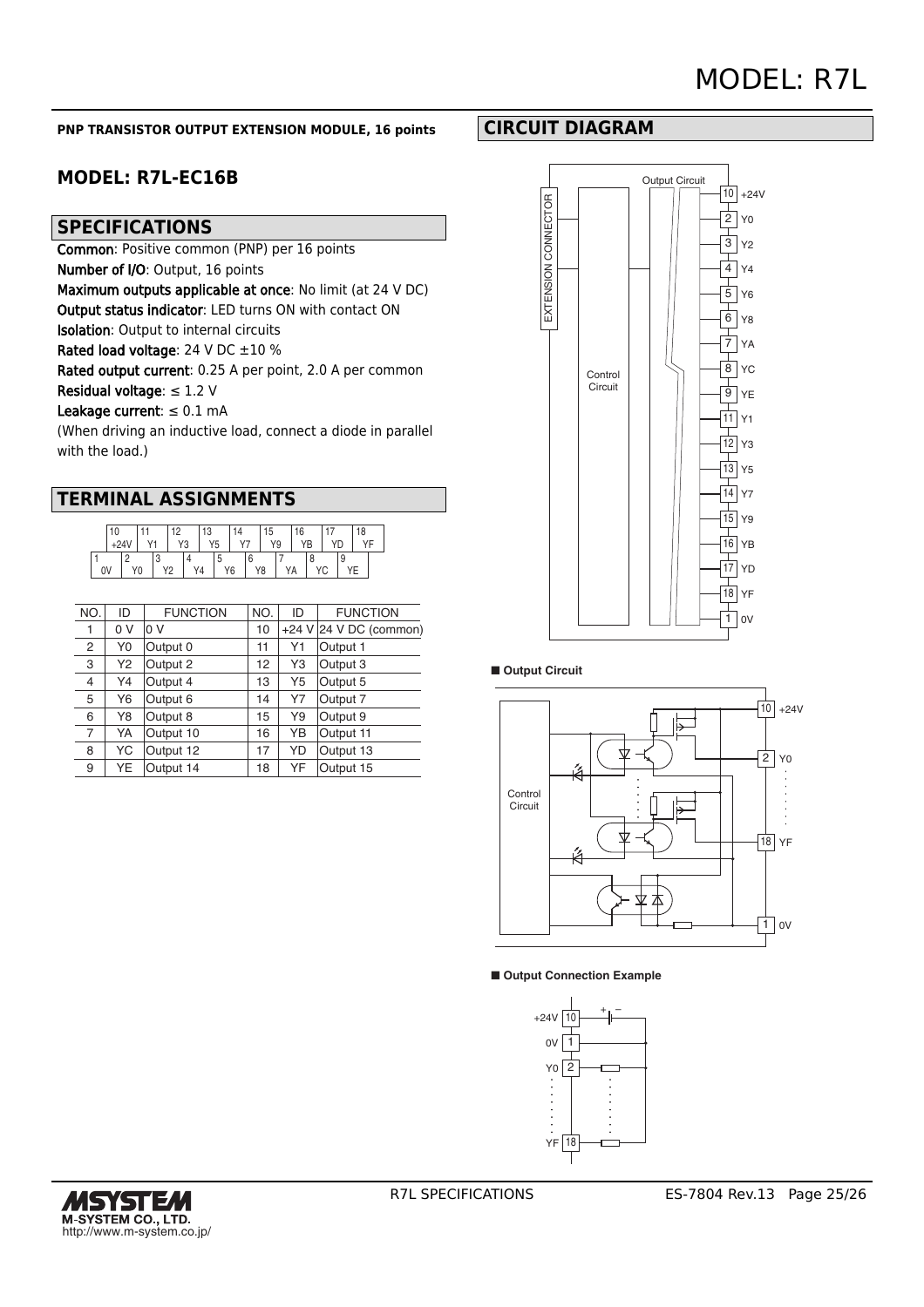**PNP TRANSISTOR OUTPUT EXTENSION MODULE, 16 points**

## MODEL: R7L-EC16B

## SPECIFICATIONS

**Common**: Positive common (PNP) per 16 points
**Number of I/O**: Output, 16 points
**Maximum outputs applicable at once**: No limit (at 24 V DC)
**Output status indicator**: LED turns ON with contact ON
**Isolation**: Output to internal circuits
**Rated load voltage**: 24 V DC ±10 %
**Rated output current**: 0.25 A per point, 2.0 A per common
**Residual voltage**: ≤ 1.2 V
**Leakage current**: ≤ 0.1 mA
(When driving an inductive load, connect a diode in parallel with the load.)

## TERMINAL ASSIGNMENTS

| 10 +24V | 11 Y1 | 12 Y3 | 13 Y5 | 14 Y7 | 15 Y9 | 16 YB | 17 YD | 18 YF |
|---|---|---|---|---|---|---|---|---|
| 1 0V | 2 Y0 | 3 Y2 | 4 Y4 | 5 Y6 | 6 Y8 | 7 YA | 8 YC | 9 YE |

| NO. | ID | FUNCTION | NO. | ID | FUNCTION |
|---|---|---|---|---|---|
| 1 | 0 V | 0 V | 10 | +24 V | 24 V DC (common) |
| 2 | Y0 | Output 0 | 11 | Y1 | Output 1 |
| 3 | Y2 | Output 2 | 12 | Y3 | Output 3 |
| 4 | Y4 | Output 4 | 13 | Y5 | Output 5 |
| 5 | Y6 | Output 6 | 14 | Y7 | Output 7 |
| 6 | Y8 | Output 8 | 15 | Y9 | Output 9 |
| 7 | YA | Output 10 | 16 | YB | Output 11 |
| 8 | YC | Output 12 | 17 | YD | Output 13 |
| 9 | YE | Output 14 | 18 | YF | Output 15 |

## CIRCUIT DIAGRAM

EXTENSION CONNECTOR, Control Circuit, Output Circuit, 10 +24V, 2 Y0, 3 Y2, 4 Y4, 5 Y6, 6 Y8, 7 YA, 8 YC, 9 YE, 11 Y1, 12 Y3, 13 Y5, 14 Y7, 15 Y9, 16 YB, 17 YD, 18 YF, 1 0V

■ **Output Circuit**

Control Circuit, 10 +24V, 2 Y0, 18 YF, 1 0V

■ **Output Connection Example**

+24V 10, 0V 1, Y0 2, YF 18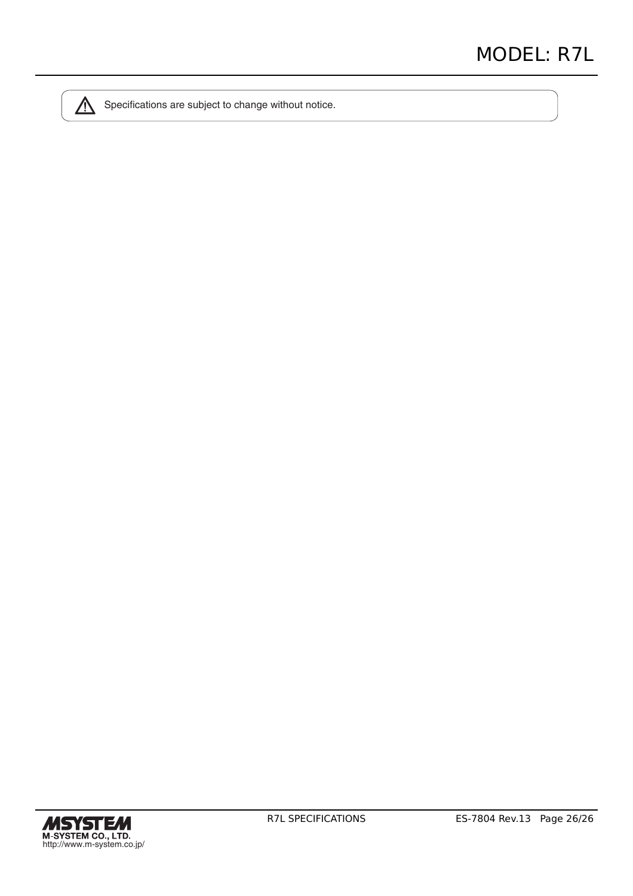Specifications are subject to change without notice.